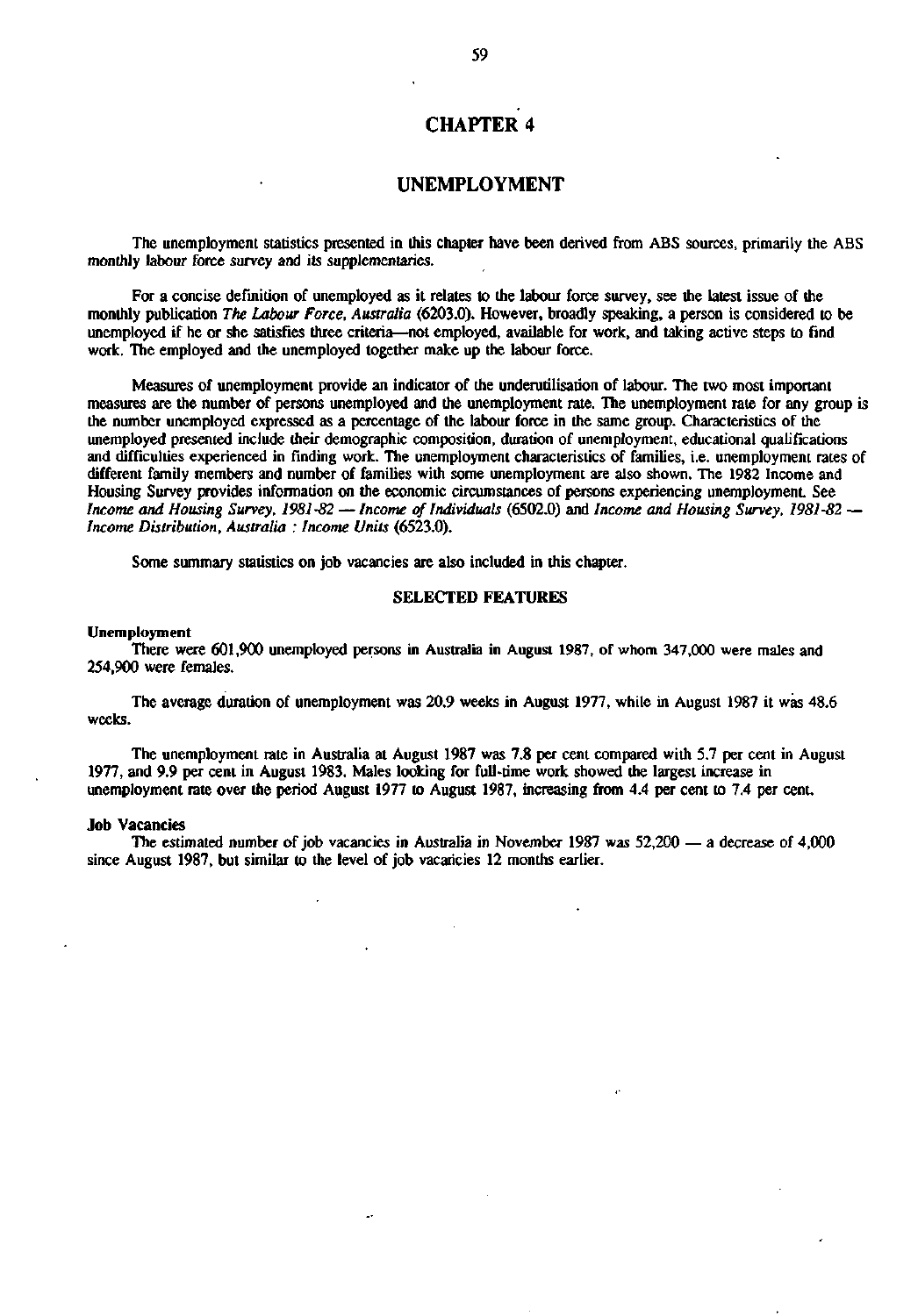# CHAPTER 4

# UNEMPLOYMENT

The unemployment statistics presented in this chapter have been derived from ABS sources, primarily the ABS monthly labour force survey and its supplementaries.

For a concise definition of unemployed as it relates to the labour force survey, see the latest issue of the monthly publication *The Labour Force, Australia* (6203.0). However, broadly speaking, a person is considered to be unemployed if he or she satisfies three criteria—not employed, available for work, and taking active steps to find work. The employed and the unemployed together make up the labour force.

Measures of unemployment provide an indicator of the underutilisation of labour. The two most important measures are the number of persons unemployed and the unemployment rate. The unemployment rate for any group is the number unemployed expressed as a percentage of the labour force in the same group. Characteristics of the unemployed presented include their demographic composition, duration of unemployment, educational qualifications and difficulties experienced in finding work. The unemployment characteristics of families, i.e. unemployment rates of different family members and number of families with some unemployment are also shown. The 1982 Income and Housing Survey provides information on the economic circumstances of persons experiencing unemployment. See *Income and Housing Survey, 1981-82 — Income of Individuals* (6502.0) and *Income and Housing Survey, 1981-82 — Income Distribution, Australia : Income Units* (6523.0).

Some summary statistics on job vacancies are also included in this chapter.

## SELECTED FEATURES

**Unemployment**

There were 601,900 unemployed persons in Australia in August 1987, of whom 347,000 were males and 254,900 were females.

The average duration of unemployment was 20.9 weeks in August 1977, while in August 1987 it was 48.6 weeks.

The unemployment rate in Australia at August 1987 was 7.8 per cent compared with 5.7 per cent in August 1977, and 9.9 per cent in August 1983. Males looking for full-time work showed the largest increase in unemployment rate over the period August 1977 to August 1987, increasing from 4.4 per cent to 7.4 per cent.

**Job Vacancies**

The estimated number of job vacancies in Australia in November 1987 was 52,200 — a decrease of 4,000 since August 1987, but similar to the level of job vacancies 12 months earlier.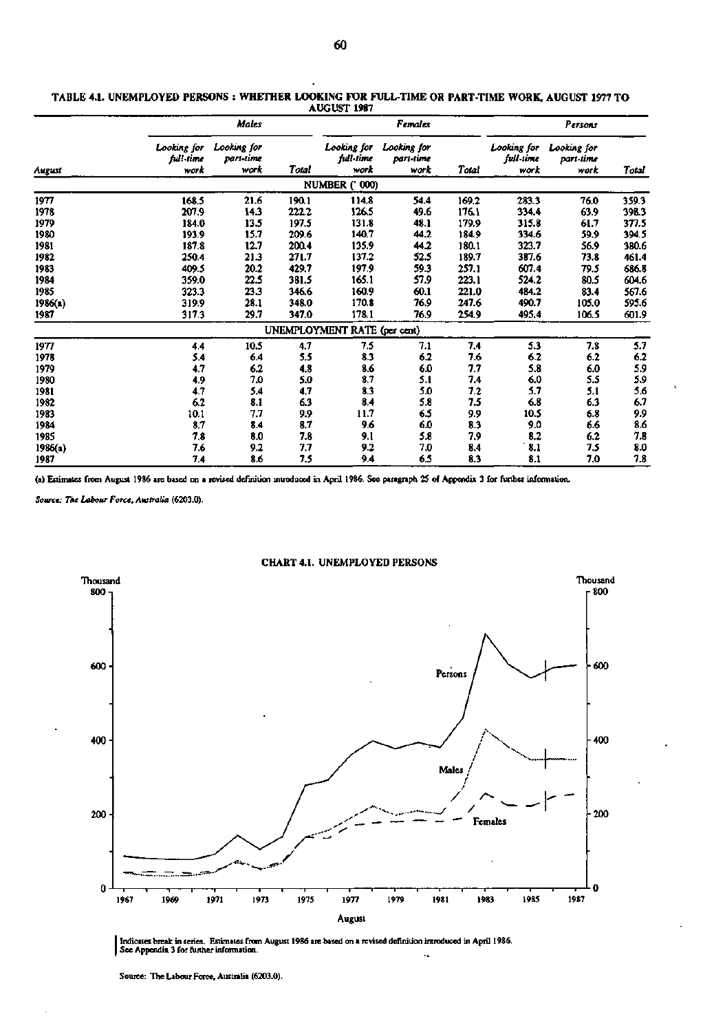TABLE 4.1. UNEMPLOYED PERSONS : WHETHER LOOKING FOR FULL-TIME OR PART-TIME WORK, AUGUST 1977 TO AUGUST 1987

| | *Males* | | | *Females* | | | *Persons* | | |
|---|---|---|---|---|---|---|---|---|---|
| *August* | *Looking for full-time work* | *Looking for part-time work* | *Total* | *Looking for full-time work* | *Looking for part-time work* | *Total* | *Looking for full-time work* | *Looking for part-time work* | *Total* |
| | | | | NUMBER ('000) | | | | | |
| 1977 | 168.5 | 21.6 | 190.1 | 114.8 | 54.4 | 169.2 | 283.3 | 76.0 | 359.3 |
| 1978 | 207.9 | 14.3 | 222.2 | 126.5 | 49.6 | 176.1 | 334.4 | 63.9 | 398.3 |
| 1979 | 184.0 | 13.5 | 197.5 | 131.8 | 48.1 | 179.9 | 315.8 | 61.7 | 377.5 |
| 1980 | 193.9 | 15.7 | 209.6 | 140.7 | 44.2 | 184.9 | 334.6 | 59.9 | 394.5 |
| 1981 | 187.8 | 12.7 | 200.4 | 135.9 | 44.2 | 180.1 | 323.7 | 56.9 | 380.6 |
| 1982 | 250.4 | 21.3 | 271.7 | 137.2 | 52.5 | 189.7 | 387.6 | 73.8 | 461.4 |
| 1983 | 409.5 | 20.2 | 429.7 | 197.9 | 59.3 | 257.1 | 607.4 | 79.5 | 686.8 |
| 1984 | 359.0 | 22.5 | 381.5 | 165.1 | 57.9 | 223.1 | 524.2 | 80.5 | 604.6 |
| 1985 | 323.3 | 23.3 | 346.6 | 160.9 | 60.1 | 221.0 | 484.2 | 83.4 | 567.6 |
| 1986(a) | 319.9 | 28.1 | 348.0 | 170.8 | 76.9 | 247.6 | 490.7 | 105.0 | 595.6 |
| 1987 | 317.3 | 29.7 | 347.0 | 178.1 | 76.9 | 254.9 | 495.4 | 106.5 | 601.9 |
| | | | | UNEMPLOYMENT RATE (per cent) | | | | | |
| 1977 | 4.4 | 10.5 | 4.7 | 7.5 | 7.1 | 7.4 | 5.3 | 7.8 | 5.7 |
| 1978 | 5.4 | 6.4 | 5.5 | 8.3 | 6.2 | 7.6 | 6.2 | 6.2 | 6.2 |
| 1979 | 4.7 | 6.2 | 4.8 | 8.6 | 6.0 | 7.7 | 5.8 | 6.0 | 5.9 |
| 1980 | 4.9 | 7.0 | 5.0 | 8.7 | 5.1 | 7.4 | 6.0 | 5.5 | 5.9 |
| 1981 | 4.7 | 5.4 | 4.7 | 8.3 | 5.0 | 7.2 | 5.7 | 5.1 | 5.6 |
| 1982 | 6.2 | 8.1 | 6.3 | 8.4 | 5.8 | 7.5 | 6.8 | 6.3 | 6.7 |
| 1983 | 10.1 | 7.7 | 9.9 | 11.7 | 6.5 | 9.9 | 10.5 | 6.8 | 9.9 |
| 1984 | 8.7 | 8.4 | 8.7 | 9.6 | 6.0 | 8.3 | 9.0 | 6.6 | 8.6 |
| 1985 | 7.8 | 8.0 | 7.8 | 9.1 | 5.8 | 7.9 | 8.2 | 6.2 | 7.8 |
| 1986(a) | 7.6 | 9.2 | 7.7 | 9.2 | 7.0 | 8.4 | 8.1 | 7.5 | 8.0 |
| 1987 | 7.4 | 8.6 | 7.5 | 9.4 | 6.5 | 8.3 | 8.1 | 7.0 | 7.8 |

(a) Estimates from August 1986 are based on a revised definition introduced in April 1986. See paragraph 25 of Appendix 3 for further information.

*Source: The Labour Force, Australia* (6203.0).

CHART 4.1. UNEMPLOYED PERSONS

Indicates break in series. Estimates from August 1986 are based on a revised definition introduced in April 1986. See Appendix 3 for further information.

Source: The Labour Force, Australia (6203.0).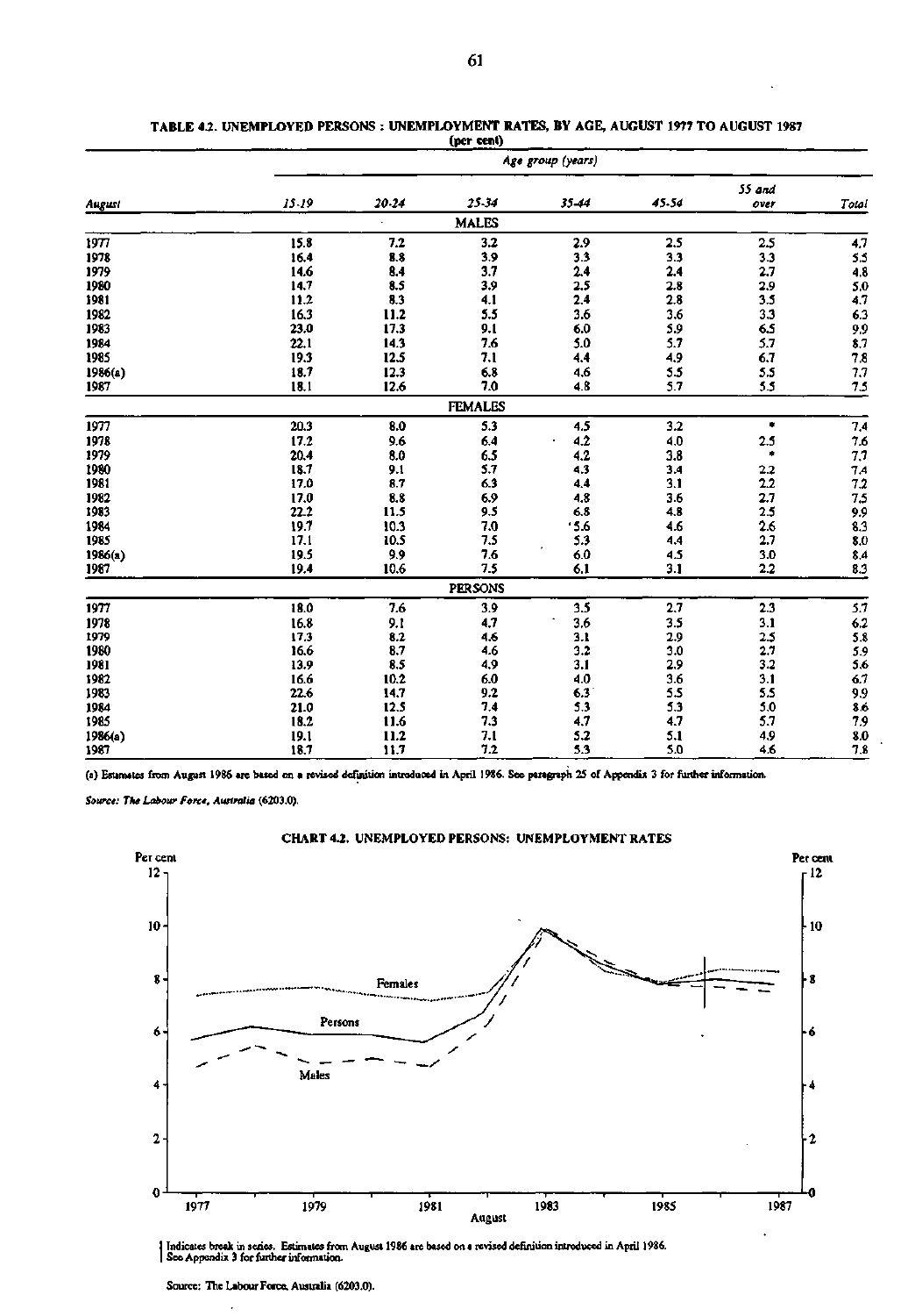TABLE 4.2. UNEMPLOYED PERSONS : UNEMPLOYMENT RATES, BY AGE, AUGUST 1977 TO AUGUST 1987
(per cent)

| August | Age group (years) | | | | | | |
|---|---|---|---|---|---|---|---|
| | 15-19 | 20-24 | 25-34 | 35-44 | 45-54 | 55 and over | Total |
| | | | MALES | | | | |
| 1977 | 15.8 | 7.2 | 3.2 | 2.9 | 2.5 | 2.5 | 4.7 |
| 1978 | 16.4 | 8.8 | 3.9 | 3.3 | 3.3 | 3.3 | 5.5 |
| 1979 | 14.6 | 8.4 | 3.7 | 2.4 | 2.4 | 2.7 | 4.8 |
| 1980 | 14.7 | 8.5 | 3.9 | 2.5 | 2.8 | 2.9 | 5.0 |
| 1981 | 11.2 | 8.3 | 4.1 | 2.4 | 2.8 | 3.5 | 4.7 |
| 1982 | 16.3 | 11.2 | 5.5 | 3.6 | 3.6 | 3.3 | 6.3 |
| 1983 | 23.0 | 17.3 | 9.1 | 6.0 | 5.9 | 6.5 | 9.9 |
| 1984 | 22.1 | 14.3 | 7.6 | 5.0 | 5.7 | 5.7 | 8.7 |
| 1985 | 19.3 | 12.5 | 7.1 | 4.4 | 4.9 | 6.7 | 7.8 |
| 1986(a) | 18.7 | 12.3 | 6.8 | 4.6 | 5.5 | 5.5 | 7.7 |
| 1987 | 18.1 | 12.6 | 7.0 | 4.8 | 5.7 | 5.5 | 7.5 |
| | | | FEMALES | | | | |
| 1977 | 20.3 | 8.0 | 5.3 | 4.5 | 3.2 | * | 7.4 |
| 1978 | 17.2 | 9.6 | 6.4 | 4.2 | 4.0 | 2.5 | 7.6 |
| 1979 | 20.4 | 8.0 | 6.5 | 4.2 | 3.8 | * | 7.7 |
| 1980 | 18.7 | 9.1 | 5.7 | 4.3 | 3.4 | 2.2 | 7.4 |
| 1981 | 17.0 | 8.7 | 6.3 | 4.4 | 3.1 | 2.2 | 7.2 |
| 1982 | 17.0 | 8.8 | 6.9 | 4.8 | 3.6 | 2.7 | 7.5 |
| 1983 | 22.2 | 11.5 | 9.5 | 6.8 | 4.8 | 2.5 | 9.9 |
| 1984 | 19.7 | 10.3 | 7.0 | 5.6 | 4.6 | 2.6 | 8.3 |
| 1985 | 17.1 | 10.5 | 7.5 | 5.3 | 4.4 | 2.7 | 8.0 |
| 1986(a) | 19.5 | 9.9 | 7.6 | 6.0 | 4.5 | 3.0 | 8.4 |
| 1987 | 19.4 | 10.6 | 7.5 | 6.1 | 3.1 | 2.2 | 8.3 |
| | | | PERSONS | | | | |
| 1977 | 18.0 | 7.6 | 3.9 | 3.5 | 2.7 | 2.3 | 5.7 |
| 1978 | 16.8 | 9.1 | 4.7 | 3.6 | 3.5 | 3.1 | 6.2 |
| 1979 | 17.3 | 8.2 | 4.6 | 3.1 | 2.9 | 2.5 | 5.8 |
| 1980 | 16.6 | 8.7 | 4.6 | 3.2 | 3.0 | 2.7 | 5.9 |
| 1981 | 13.9 | 8.5 | 4.9 | 3.1 | 2.9 | 3.2 | 5.6 |
| 1982 | 16.6 | 10.2 | 6.0 | 4.0 | 3.6 | 3.1 | 6.7 |
| 1983 | 22.6 | 14.7 | 9.2 | 6.3 | 5.5 | 5.5 | 9.9 |
| 1984 | 21.0 | 12.5 | 7.4 | 5.3 | 5.3 | 5.0 | 8.6 |
| 1985 | 18.2 | 11.6 | 7.3 | 4.7 | 4.7 | 5.7 | 7.9 |
| 1986(a) | 19.1 | 11.2 | 7.1 | 5.2 | 5.1 | 4.9 | 8.0 |
| 1987 | 18.7 | 11.7 | 7.2 | 5.3 | 5.0 | 4.6 | 7.8 |

(a) Estimates from August 1986 are based on a revised definition introduced in April 1986. See paragraph 25 of Appendix 3 for further information.

*Source: The Labour Force, Australia* (6203.0).

CHART 4.2. UNEMPLOYED PERSONS: UNEMPLOYMENT RATES

| Indicates break in series. Estimates from August 1986 are based on a revised definition introduced in April 1986. See Appendix 3 for further information.

Source: The Labour Force, Australia (6203.0).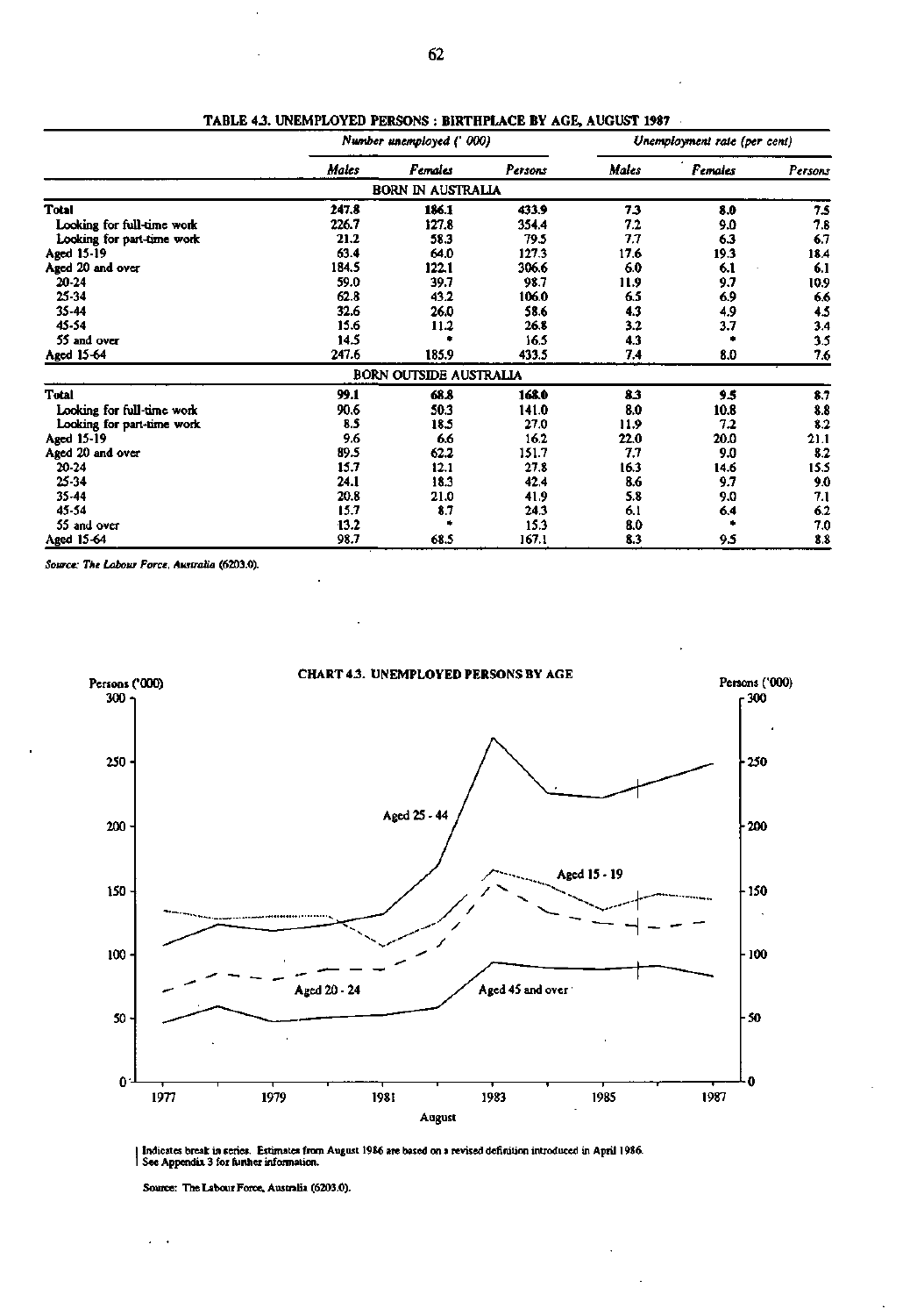## TABLE 4.3. UNEMPLOYED PERSONS : BIRTHPLACE BY AGE, AUGUST 1987

| | *Number unemployed ('000)* | | | *Unemployment rate (per cent)* | | |
|---|---|---|---|---|---|---|
| | *Males* | *Females* | *Persons* | *Males* | *Females* | *Persons* |
| | | BORN IN AUSTRALIA | | | | |
| **Total** | **247.8** | **186.1** | **433.9** | **7.3** | **8.0** | **7.5** |
| Looking for full-time work | 226.7 | 127.8 | 354.4 | 7.2 | 9.0 | 7.8 |
| Looking for part-time work | 21.2 | 58.3 | 79.5 | 7.7 | 6.3 | 6.7 |
| Aged 15-19 | 63.4 | 64.0 | 127.3 | 17.6 | 19.3 | 18.4 |
| Aged 20 and over | 184.5 | 122.1 | 306.6 | 6.0 | 6.1 | 6.1 |
| 20-24 | 59.0 | 39.7 | 98.7 | 11.9 | 9.7 | 10.9 |
| 25-34 | 62.8 | 43.2 | 106.0 | 6.5 | 6.9 | 6.6 |
| 35-44 | 32.6 | 26.0 | 58.6 | 4.3 | 4.9 | 4.5 |
| 45-54 | 15.6 | 11.2 | 26.8 | 3.2 | 3.7 | 3.4 |
| 55 and over | 14.5 | * | 16.5 | 4.3 | * | 3.5 |
| Aged 15-64 | 247.6 | 185.9 | 433.5 | 7.4 | 8.0 | 7.6 |
| | | BORN OUTSIDE AUSTRALIA | | | | |
| **Total** | **99.1** | **68.8** | **168.0** | **8.3** | **9.5** | **8.7** |
| Looking for full-time work | 90.6 | 50.3 | 141.0 | 8.0 | 10.8 | 8.8 |
| Looking for part-time work | 8.5 | 18.5 | 27.0 | 11.9 | 7.2 | 8.2 |
| Aged 15-19 | 9.6 | 6.6 | 16.2 | 22.0 | 20.0 | 21.1 |
| Aged 20 and over | 89.5 | 62.2 | 151.7 | 7.7 | 9.0 | 8.2 |
| 20-24 | 15.7 | 12.1 | 27.8 | 16.3 | 14.6 | 15.5 |
| 25-34 | 24.1 | 18.3 | 42.4 | 8.6 | 9.7 | 9.0 |
| 35-44 | 20.8 | 21.0 | 41.9 | 5.8 | 9.0 | 7.1 |
| 45-54 | 15.7 | 8.7 | 24.3 | 6.1 | 6.4 | 6.2 |
| 55 and over | 13.2 | * | 15.3 | 8.0 | * | 7.0 |
| Aged 15-64 | 98.7 | 68.5 | 167.1 | 8.3 | 9.5 | 8.8 |

*Source: The Labour Force, Australia* (6203.0).

## CHART 4.3. UNEMPLOYED PERSONS BY AGE

| Indicates break in series. Estimates from August 1986 are based on a revised definition introduced in April 1986. See Appendix 3 for further information.

Source: The Labour Force, Australia (6203.0).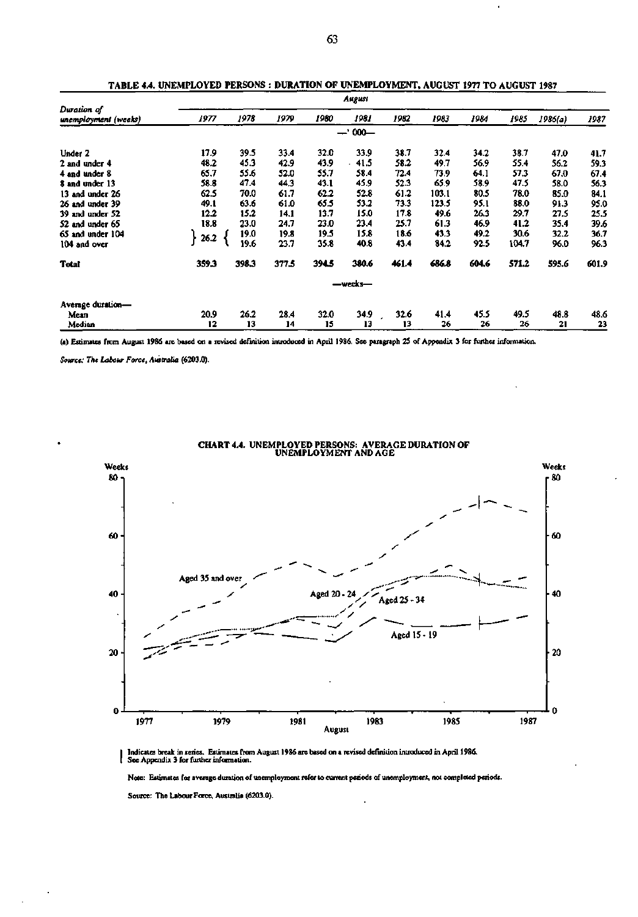## TABLE 4.4. UNEMPLOYED PERSONS : DURATION OF UNEMPLOYMENT, AUGUST 1977 TO AUGUST 1987

| Duration of unemployment (weeks) | August | | | | | | | | | | |
|---|---|---|---|---|---|---|---|---|---|---|---|
| | 1977 | 1978 | 1979 | 1980 | 1981 | 1982 | 1983 | 1984 | 1985 | 1986(a) | 1987 |
| | —'000— | | | | | | | | | | |
| Under 2 | 17.9 | 39.5 | 33.4 | 32.0 | 33.9 | 38.7 | 32.4 | 34.2 | 38.7 | 47.0 | 41.7 |
| 2 and under 4 | 48.2 | 45.3 | 42.9 | 43.9 | 41.5 | 58.2 | 49.7 | 56.9 | 55.4 | 56.2 | 59.3 |
| 4 and under 8 | 65.7 | 55.6 | 52.0 | 55.7 | 58.4 | 72.4 | 73.9 | 64.1 | 57.3 | 67.0 | 67.4 |
| 8 and under 13 | 58.8 | 47.4 | 44.3 | 43.1 | 45.9 | 52.3 | 65.9 | 58.9 | 47.5 | 58.0 | 56.3 |
| 13 and under 26 | 62.5 | 70.0 | 61.7 | 62.2 | 52.8 | 61.2 | 103.1 | 80.5 | 78.0 | 85.0 | 84.1 |
| 26 and under 39 | 49.1 | 63.6 | 61.0 | 65.5 | 53.2 | 73.3 | 123.5 | 95.1 | 88.0 | 91.3 | 95.0 |
| 39 and under 52 | 12.2 | 15.2 | 14.1 | 13.7 | 15.0 | 17.8 | 49.6 | 26.3 | 29.7 | 27.5 | 25.5 |
| 52 and under 65 | 18.8 | 23.0 | 24.7 | 23.0 | 23.4 | 25.7 | 61.3 | 46.9 | 41.2 | 35.4 | 39.6 |
| 65 and under 104 | 26.2 | 19.0 | 19.8 | 19.5 | 15.8 | 18.6 | 43.3 | 49.2 | 30.6 | 32.2 | 36.7 |
| 104 and over | | 19.6 | 23.7 | 35.8 | 40.8 | 43.4 | 84.2 | 92.5 | 104.7 | 96.0 | 96.3 |
| **Total** | **359.3** | **398.3** | **377.5** | **394.5** | **380.6** | **461.4** | **686.8** | **604.6** | **571.2** | **595.6** | **601.9** |
| | —weeks— | | | | | | | | | | |
| Average duration— | | | | | | | | | | | |
| Mean | 20.9 | 26.2 | 28.4 | 32.0 | 34.9 | 32.6 | 41.4 | 45.5 | 49.5 | 48.8 | 48.6 |
| Median | 12 | 13 | 14 | 15 | 13 | 13 | 26 | 26 | 26 | 21 | 23 |

(a) Estimates from August 1986 are based on a revised definition introduced in April 1986. See paragraph 25 of Appendix 3 for further information.

*Source: The Labour Force, Australia (6203.0).*

## CHART 4.4. UNEMPLOYED PERSONS: AVERAGE DURATION OF UNEMPLOYMENT AND AGE

| Indicates break in series. Estimates from August 1986 are based on a revised definition introduced in April 1986. See Appendix 3 for further information.

Note: Estimates for average duration of unemployment refer to current periods of unemployment, not completed periods.

Source: The Labour Force, Australia (6203.0).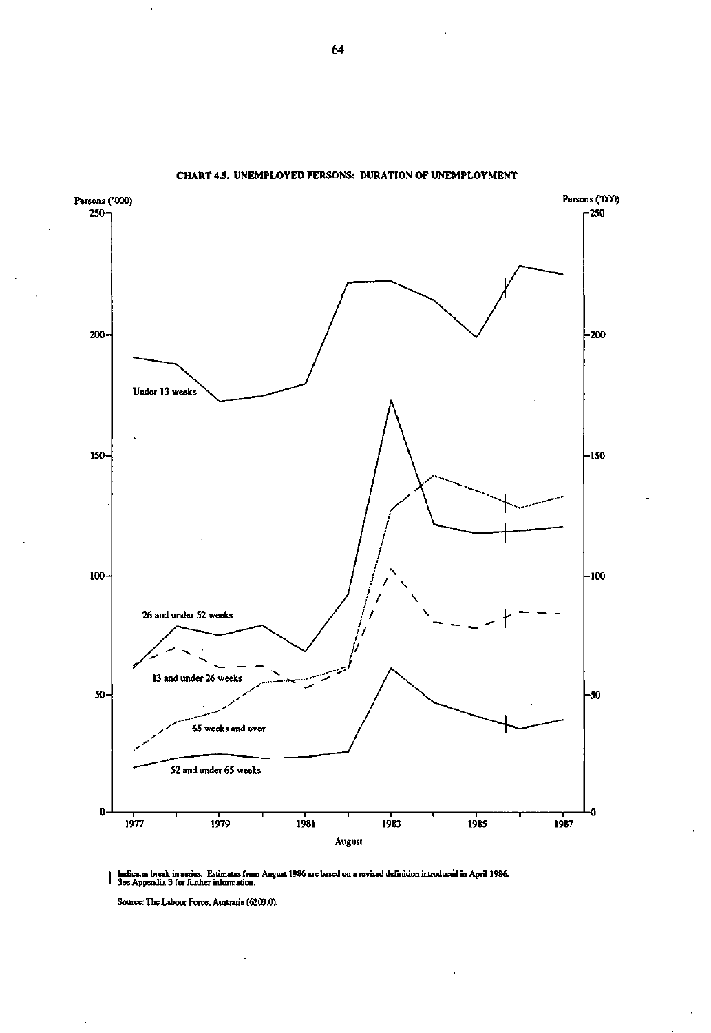## CHART 4.5. UNEMPLOYED PERSONS: DURATION OF UNEMPLOYMENT

Persons ('000)

Under 13 weeks

26 and under 52 weeks

13 and under 26 weeks

65 weeks and over

52 and under 65 weeks

August

| Indicates break in series. Estimates from August 1986 are based on a revised definition introduced in April 1986. See Appendix 3 for further information.

Source: The Labour Force, Australia (6203.0).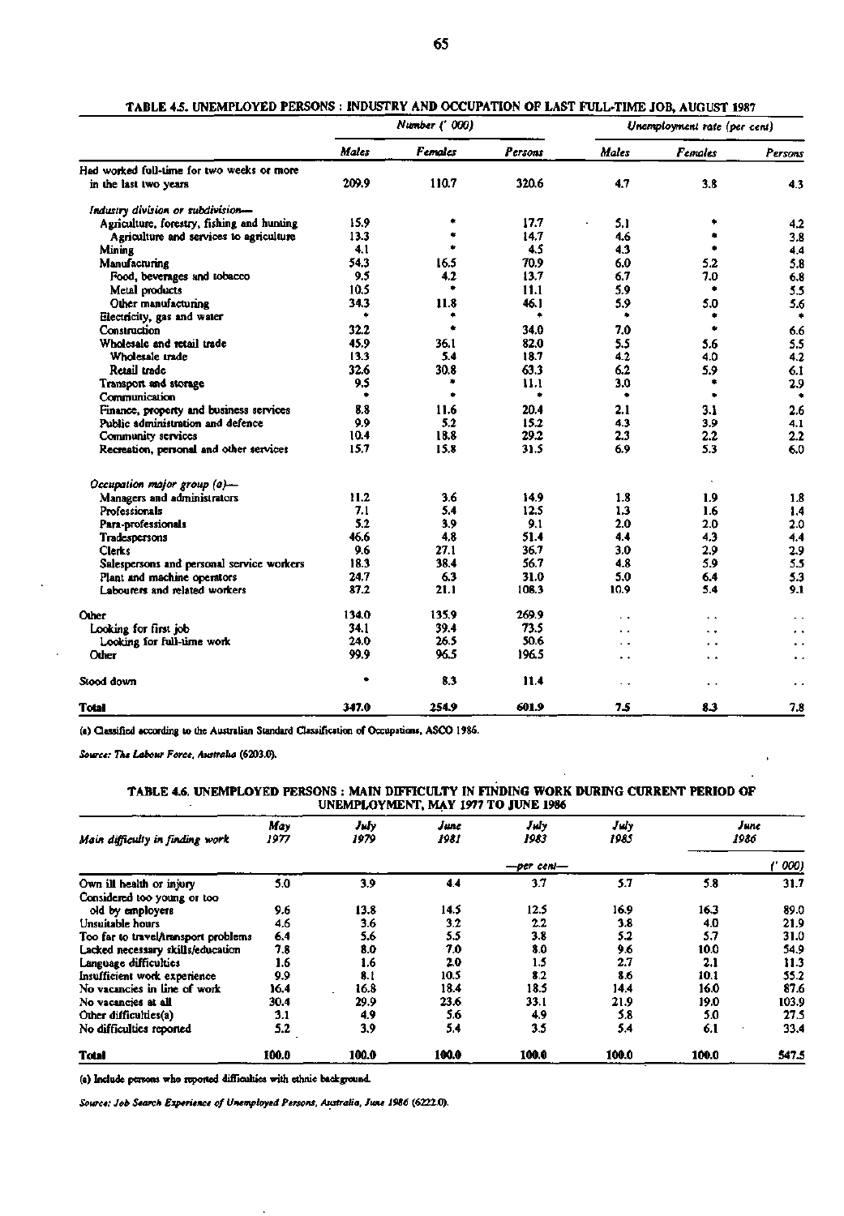### TABLE 4.5. UNEMPLOYED PERSONS : INDUSTRY AND OCCUPATION OF LAST FULL-TIME JOB, AUGUST 1987

| | *Number ('000)* | | | *Unemployment rate (per cent)* | | |
|---|---|---|---|---|---|---|
| | *Males* | *Females* | *Persons* | *Males* | *Females* | *Persons* |
| Had worked full-time for two weeks or more in the last two years | 209.9 | 110.7 | 320.6 | 4.7 | 3.8 | 4.3 |
| *Industry division or subdivision—* | | | | | | |
| Agriculture, forestry, fishing and hunting | 15.9 | * | 17.7 | 5.1 | * | 4.2 |
| Agriculture and services to agriculture | 13.3 | * | 14.7 | 4.6 | * | 3.8 |
| Mining | 4.1 | * | 4.5 | 4.3 | * | 4.4 |
| Manufacturing | 54.3 | 16.5 | 70.9 | 6.0 | 5.2 | 5.8 |
| Food, beverages and tobacco | 9.5 | 4.2 | 13.7 | 6.7 | 7.0 | 6.8 |
| Metal products | 10.5 | * | 11.1 | 5.9 | * | 5.5 |
| Other manufacturing | 34.3 | 11.8 | 46.1 | 5.9 | 5.0 | 5.6 |
| Electricity, gas and water | * | * | * | * | * | * |
| Construction | 32.2 | * | 34.0 | 7.0 | * | 6.6 |
| Wholesale and retail trade | 45.9 | 36.1 | 82.0 | 5.5 | 5.6 | 5.5 |
| Wholesale trade | 13.3 | 5.4 | 18.7 | 4.2 | 4.0 | 4.2 |
| Retail trade | 32.6 | 30.8 | 63.3 | 6.2 | 5.9 | 6.1 |
| Transport and storage | 9.5 | * | 11.1 | 3.0 | * | 2.9 |
| Communication | * | * | * | * | * | * |
| Finance, property and business services | 8.8 | 11.6 | 20.4 | 2.1 | 3.1 | 2.6 |
| Public administration and defence | 9.9 | 5.2 | 15.2 | 4.3 | 3.9 | 4.1 |
| Community services | 10.4 | 18.8 | 29.2 | 2.3 | 2.2 | 2.2 |
| Recreation, personal and other services | 15.7 | 15.8 | 31.5 | 6.9 | 5.3 | 6.0 |
| *Occupation major group (a)—* | | | | | | |
| Managers and administrators | 11.2 | 3.6 | 14.9 | 1.8 | 1.9 | 1.8 |
| Professionals | 7.1 | 5.4 | 12.5 | 1.3 | 1.6 | 1.4 |
| Para-professionals | 5.2 | 3.9 | 9.1 | 2.0 | 2.0 | 2.0 |
| Tradespersons | 46.6 | 4.8 | 51.4 | 4.4 | 4.3 | 4.4 |
| Clerks | 9.6 | 27.1 | 36.7 | 3.0 | 2.9 | 2.9 |
| Salespersons and personal service workers | 18.3 | 38.4 | 56.7 | 4.8 | 5.9 | 5.5 |
| Plant and machine operators | 24.7 | 6.3 | 31.0 | 5.0 | 6.4 | 5.3 |
| Labourers and related workers | 87.2 | 21.1 | 108.3 | 10.9 | 5.4 | 9.1 |
| Other | 134.0 | 135.9 | 269.9 | . . | . . | . . |
| Looking for first job | 34.1 | 39.4 | 73.5 | . . | . . | . . |
| Looking for full-time work | 24.0 | 26.5 | 50.6 | . . | . . | . . |
| Other | 99.9 | 96.5 | 196.5 | . . | . . | . . |
| Stood down | * | 8.3 | 11.4 | . . | . . | . . |
| **Total** | **347.0** | **254.9** | **601.9** | **7.5** | **8.3** | **7.8** |

(a) Classified according to the Australian Standard Classification of Occupations, ASCO 1986.

*Source: The Labour Force, Australia (6203.0).*

### TABLE 4.6. UNEMPLOYED PERSONS : MAIN DIFFICULTY IN FINDING WORK DURING CURRENT PERIOD OF UNEMPLOYMENT, MAY 1977 TO JUNE 1986

| *Main difficulty in finding work* | *May 1977* | *July 1979* | *June 1981* | *July 1983* | *July 1985* | *June 1986* | |
|---|---|---|---|---|---|---|---|
| | —per cent— | | | | | | ('000) |
| Own ill health or injury | 5.0 | 3.9 | 4.4 | 3.7 | 5.7 | 5.8 | 31.7 |
| Considered too young or too old by employers | 9.6 | 13.8 | 14.5 | 12.5 | 16.9 | 16.3 | 89.0 |
| Unsuitable hours | 4.6 | 3.6 | 3.2 | 2.2 | 3.8 | 4.0 | 21.9 |
| Too far to travel/transport problems | 6.4 | 5.6 | 5.5 | 3.8 | 5.2 | 5.7 | 31.0 |
| Lacked necessary skills/education | 7.8 | 8.0 | 7.0 | 8.0 | 9.6 | 10.0 | 54.9 |
| Language difficulties | 1.6 | 1.6 | 2.0 | 1.5 | 2.7 | 2.1 | 11.3 |
| Insufficient work experience | 9.9 | 8.1 | 10.5 | 8.2 | 8.6 | 10.1 | 55.2 |
| No vacancies in line of work | 16.4 | 16.8 | 18.4 | 18.5 | 14.4 | 16.0 | 87.6 |
| No vacancies at all | 30.4 | 29.9 | 23.6 | 33.1 | 21.9 | 19.0 | 103.9 |
| Other difficulties(a) | 3.1 | 4.9 | 5.6 | 4.9 | 5.8 | 5.0 | 27.5 |
| No difficulties reported | 5.2 | 3.9 | 5.4 | 3.5 | 5.4 | 6.1 | 33.4 |
| **Total** | **100.0** | **100.0** | **100.0** | **100.0** | **100.0** | **100.0** | **547.5** |

(a) Include persons who reported difficulties with ethnic background.

*Source: Job Search Experience of Unemployed Persons, Australia, June 1986 (6222.0).*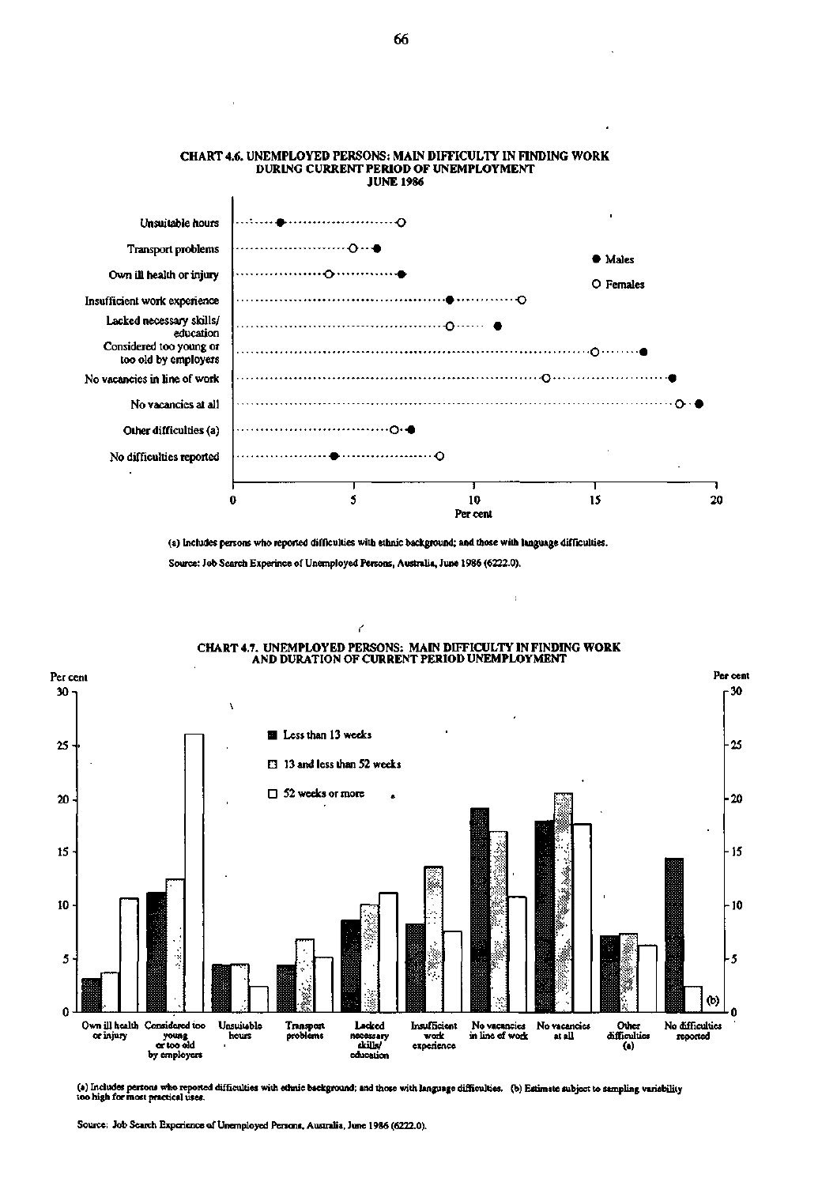## CHART 4.6. UNEMPLOYED PERSONS: MAIN DIFFICULTY IN FINDING WORK DURING CURRENT PERIOD OF UNEMPLOYMENT JUNE 1986

Unsuitable hours

Transport problems

Own ill health or injury

Insufficient work experience

Lacked necessary skills/ education

Considered too young or too old by employers

No vacancies in line of work

No vacancies at all

Other difficulties (a)

No difficulties reported

● Males

○ Females

0 5 10 15 20

Per cent

(a) Includes persons who reported difficulties with ethnic background; and those with language difficulties.

Source: Job Search Experince of Unemployed Persons, Australia, June 1986 (6222.0).

## CHART 4.7. UNEMPLOYED PERSONS: MAIN DIFFICULTY IN FINDING WORK AND DURATION OF CURRENT PERIOD UNEMPLOYMENT

Per cent

30 25 20 15 10 5 0

■ Less than 13 weeks

▨ 13 and less than 52 weeks

□ 52 weeks or more

Own ill health or injury | Considered too young or too old by employers | Unsuitable hours | Transport problems | Lacked necessary skills/ education | Insufficient work experience | No vacancies in line of work | No vacancies at all | Other difficulties (a) | No difficulties reported

(b)

(a) Includes persons who reported difficulties with ethnic background; and those with language difficulties. (b) Estimate subject to sampling variability too high for most practical uses.

Source: Job Search Experience of Unemployed Persons, Australia, June 1986 (6222.0).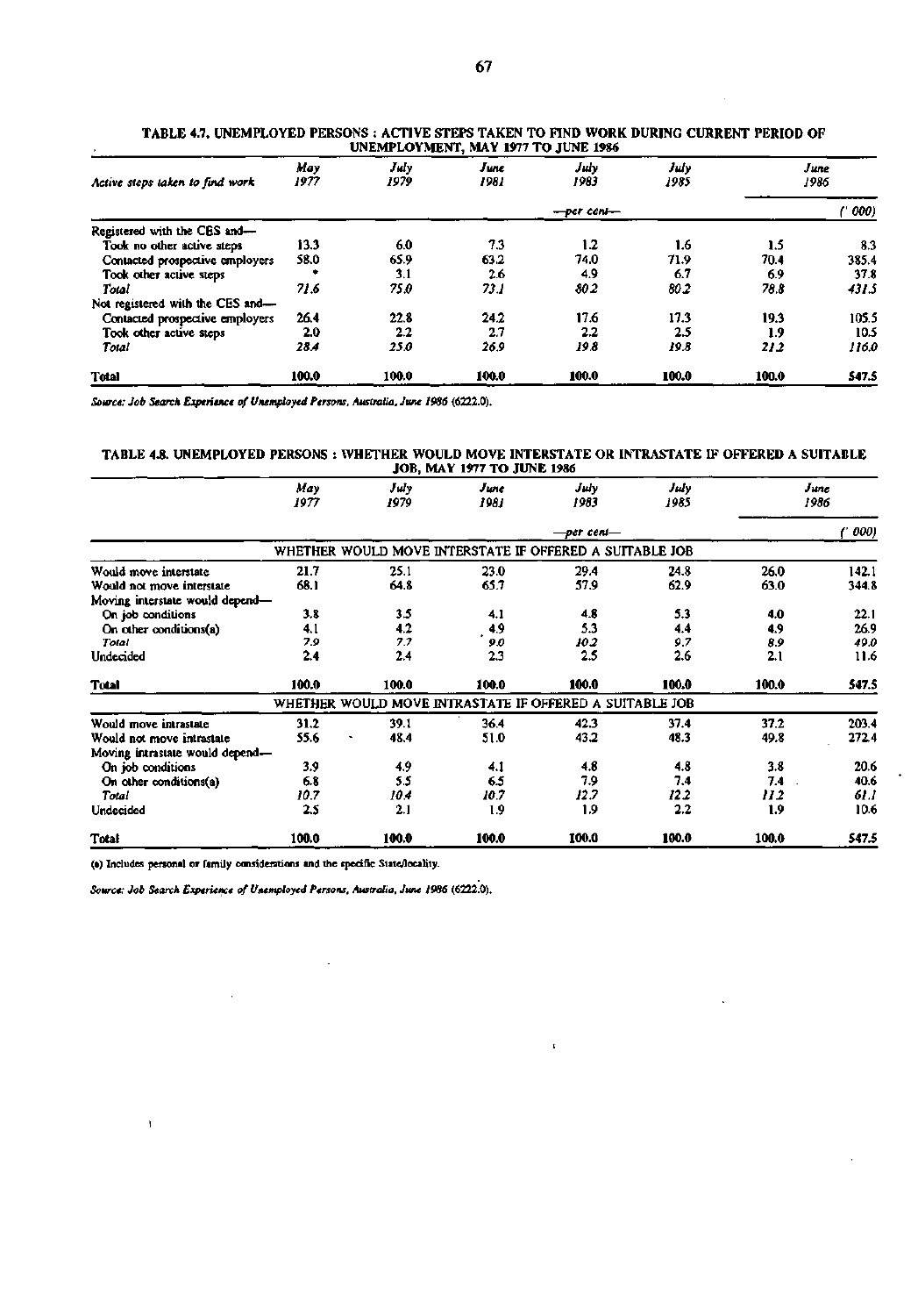**TABLE 4.7. UNEMPLOYED PERSONS : ACTIVE STEPS TAKEN TO FIND WORK DURING CURRENT PERIOD OF UNEMPLOYMENT, MAY 1977 TO JUNE 1986**

| Active steps taken to find work | May 1977 | July 1979 | June 1981 | July 1983 | July 1985 | June 1986 | |
|---|---|---|---|---|---|---|---|
| | —per cent— | | | | | | ('000) |
| Registered with the CES and— | | | | | | | |
| Took no other active steps | 13.3 | 6.0 | 7.3 | 1.2 | 1.6 | 1.5 | 8.3 |
| Contacted prospective employers | 58.0 | 65.9 | 63.2 | 74.0 | 71.9 | 70.4 | 385.4 |
| Took other active steps | * | 3.1 | 2.6 | 4.9 | 6.7 | 6.9 | 37.8 |
| *Total* | *71.6* | *75.0* | *73.1* | *80.2* | *80.2* | *78.8* | *431.5* |
| Not registered with the CES and— | | | | | | | |
| Contacted prospective employers | 26.4 | 22.8 | 24.2 | 17.6 | 17.3 | 19.3 | 105.5 |
| Took other active steps | 2.0 | 2.2 | 2.7 | 2.2 | 2.5 | 1.9 | 10.5 |
| *Total* | *28.4* | *25.0* | *26.9* | *19.8* | *19.8* | *21.2* | *116.0* |
| **Total** | **100.0** | **100.0** | **100.0** | **100.0** | **100.0** | **100.0** | **547.5** |

*Source: Job Search Experience of Unemployed Persons, Australia, June 1986 (6222.0).*

**TABLE 4.8. UNEMPLOYED PERSONS : WHETHER WOULD MOVE INTERSTATE OR INTRASTATE IF OFFERED A SUITABLE JOB, MAY 1977 TO JUNE 1986**

| | May 1977 | July 1979 | June 1981 | July 1983 | July 1985 | June 1986 | |
|---|---|---|---|---|---|---|---|
| | —per cent— | | | | | | ('000) |
| WHETHER WOULD MOVE INTERSTATE IF OFFERED A SUITABLE JOB | | | | | | | |
| Would move interstate | 21.7 | 25.1 | 23.0 | 29.4 | 24.8 | 26.0 | 142.1 |
| Would not move interstate | 68.1 | 64.8 | 65.7 | 57.9 | 62.9 | 63.0 | 344.8 |
| Moving interstate would depend— | | | | | | | |
| On job conditions | 3.8 | 3.5 | 4.1 | 4.8 | 5.3 | 4.0 | 22.1 |
| On other conditions(a) | 4.1 | 4.2 | 4.9 | 5.3 | 4.4 | 4.9 | 26.9 |
| *Total* | *7.9* | *7.7* | *9.0* | *10.2* | *9.7* | *8.9* | *49.0* |
| Undecided | 2.4 | 2.4 | 2.3 | 2.5 | 2.6 | 2.1 | 11.6 |
| **Total** | **100.0** | **100.0** | **100.0** | **100.0** | **100.0** | **100.0** | **547.5** |
| WHETHER WOULD MOVE INTRASTATE IF OFFERED A SUITABLE JOB | | | | | | | |
| Would move intrastate | 31.2 | 39.1 | 36.4 | 42.3 | 37.4 | 37.2 | 203.4 |
| Would not move intrastate | 55.6 | 48.4 | 51.0 | 43.2 | 48.3 | 49.8 | 272.4 |
| Moving intrastate would depend— | | | | | | | |
| On job conditions | 3.9 | 4.9 | 4.1 | 4.8 | 4.8 | 3.8 | 20.6 |
| On other conditions(a) | 6.8 | 5.5 | 6.5 | 7.9 | 7.4 | 7.4 | 40.6 |
| *Total* | *10.7* | *10.4* | *10.7* | *12.7* | *12.2* | *11.2* | *61.1* |
| Undecided | 2.5 | 2.1 | 1.9 | 1.9 | 2.2 | 1.9 | 10.6 |
| **Total** | **100.0** | **100.0** | **100.0** | **100.0** | **100.0** | **100.0** | **547.5** |

(a) Includes personal or family considerations and the specific State/locality.

*Source: Job Search Experience of Unemployed Persons, Australia, June 1986 (6222.0).*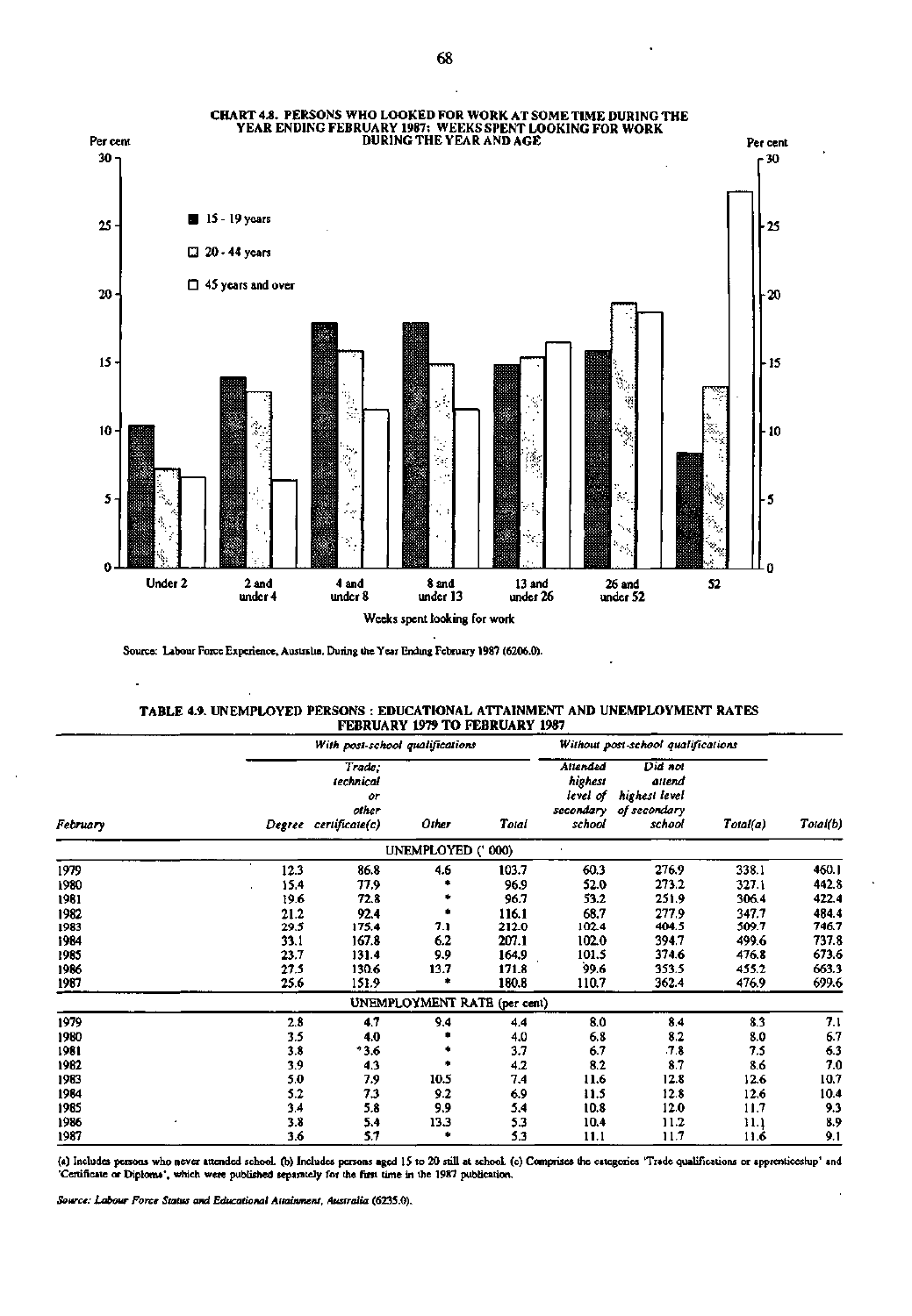**CHART 4.8. PERSONS WHO LOOKED FOR WORK AT SOME TIME DURING THE YEAR ENDING FEBRUARY 1987: WEEKS SPENT LOOKING FOR WORK DURING THE YEAR AND AGE**

Source: Labour Force Experience, Australia, During the Year Ending February 1987 (6206.0).

**TABLE 4.9. UNEMPLOYED PERSONS : EDUCATIONAL ATTAINMENT AND UNEMPLOYMENT RATES FEBRUARY 1979 TO FEBRUARY 1987**

| February | With post-school qualifications | | | | Without post-school qualifications | | | |
|---|---|---|---|---|---|---|---|---|
| | Degree | Trade; technical or other certificate(c) | Other | Total | Attended highest level of secondary school | Did not attend highest level of secondary school | Total(a) | Total(b) |
| | | | UNEMPLOYED ('000) | | | | | |
| 1979 | 12.3 | 86.8 | 4.6 | 103.7 | 60.3 | 276.9 | 338.1 | 460.1 |
| 1980 | 15.4 | 77.9 | * | 96.9 | 52.0 | 273.2 | 327.1 | 442.8 |
| 1981 | 19.6 | 72.8 | * | 96.7 | 53.2 | 251.9 | 306.4 | 422.4 |
| 1982 | 21.2 | 92.4 | * | 116.1 | 68.7 | 277.9 | 347.7 | 484.4 |
| 1983 | 29.5 | 175.4 | 7.1 | 212.0 | 102.4 | 404.5 | 509.7 | 746.7 |
| 1984 | 33.1 | 167.8 | 6.2 | 207.1 | 102.0 | 394.7 | 499.6 | 737.8 |
| 1985 | 23.7 | 131.4 | 9.9 | 164.9 | 101.5 | 374.6 | 476.8 | 673.6 |
| 1986 | 27.5 | 130.6 | 13.7 | 171.8 | 99.6 | 353.5 | 455.2 | 663.3 |
| 1987 | 25.6 | 151.9 | * | 180.8 | 110.7 | 362.4 | 476.9 | 699.6 |
| | | | UNEMPLOYMENT RATE (per cent) | | | | | |
| 1979 | 2.8 | 4.7 | 9.4 | 4.4 | 8.0 | 8.4 | 8.3 | 7.1 |
| 1980 | 3.5 | 4.0 | * | 4.0 | 6.8 | 8.2 | 8.0 | 6.7 |
| 1981 | 3.8 | *3.6 | * | 3.7 | 6.7 | 7.8 | 7.5 | 6.3 |
| 1982 | 3.9 | 4.3 | * | 4.2 | 8.2 | 8.7 | 8.6 | 7.0 |
| 1983 | 5.0 | 7.9 | 10.5 | 7.4 | 11.6 | 12.8 | 12.6 | 10.7 |
| 1984 | 5.2 | 7.3 | 9.2 | 6.9 | 11.5 | 12.8 | 12.6 | 10.4 |
| 1985 | 3.4 | 5.8 | 9.9 | 5.4 | 10.8 | 12.0 | 11.7 | 9.3 |
| 1986 | 3.8 | 5.4 | 13.3 | 5.3 | 10.4 | 11.2 | 11.1 | 8.9 |
| 1987 | 3.6 | 5.7 | * | 5.3 | 11.1 | 11.7 | 11.6 | 9.1 |

(a) Includes persons who never attended school. (b) Includes persons aged 15 to 20 still at school. (c) Comprises the categories 'Trade qualifications or apprenticeship' and 'Certificate or Diploma', which were published separately for the first time in the 1987 publication.

*Source: Labour Force Status and Educational Attainment, Australia (6235.0).*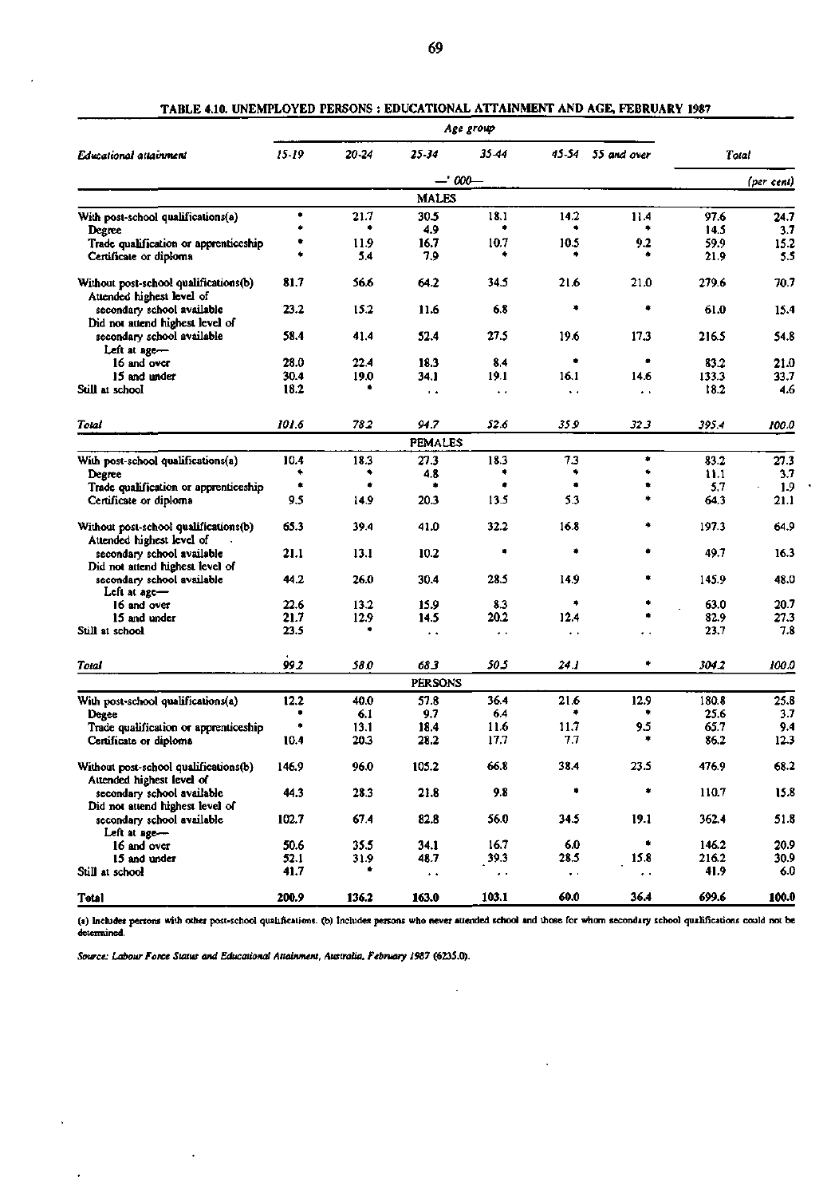**TABLE 4.10. UNEMPLOYED PERSONS : EDUCATIONAL ATTAINMENT AND AGE, FEBRUARY 1987**

| Educational attainment | 15-19 | 20-24 | 25-34 | 35-44 | 45-54 | 55 and over | Total | Total |
|---|---|---|---|---|---|---|---|---|
| | — '000 — | | | | | | | (per cent) |
| **MALES** | | | | | | | | |
| With post-school qualifications(a) | * | 21.7 | 30.5 | 18.1 | 14.2 | 11.4 | 97.6 | 24.7 |
| Degree | * | * | 4.9 | * | * | * | 14.5 | 3.7 |
| Trade qualification or apprenticeship | * | 11.9 | 16.7 | 10.7 | 10.5 | 9.2 | 59.9 | 15.2 |
| Certificate or diploma | * | 5.4 | 7.9 | * | * | * | 21.9 | 5.5 |
| Without post-school qualifications(b) | 81.7 | 56.6 | 64.2 | 34.5 | 21.6 | 21.0 | 279.6 | 70.7 |
| Attended highest level of secondary school available | 23.2 | 15.2 | 11.6 | 6.8 | * | * | 61.0 | 15.4 |
| Did not attend highest level of secondary school available | 58.4 | 41.4 | 52.4 | 27.5 | 19.6 | 17.3 | 216.5 | 54.8 |
| Left at age— | | | | | | | | |
| 16 and over | 28.0 | 22.4 | 18.3 | 8.4 | * | * | 83.2 | 21.0 |
| 15 and under | 30.4 | 19.0 | 34.1 | 19.1 | 16.1 | 14.6 | 133.3 | 33.7 |
| Still at school | 18.2 | * | . . | . . | . . | . . | 18.2 | 4.6 |
| *Total* | *101.6* | *78.2* | *94.7* | *52.6* | *35.9* | *32.3* | *395.4* | *100.0* |
| **FEMALES** | | | | | | | | |
| With post-school qualifications(a) | 10.4 | 18.3 | 27.3 | 18.3 | 7.3 | * | 83.2 | 27.3 |
| Degree | * | * | 4.8 | * | * | * | 11.1 | 3.7 |
| Trade qualification or apprenticeship | * | * | * | * | * | * | 5.7 | 1.9 |
| Certificate or diploma | 9.5 | 14.9 | 20.3 | 13.5 | 5.3 | * | 64.3 | 21.1 |
| Without post-school qualifications(b) | 65.3 | 39.4 | 41.0 | 32.2 | 16.8 | * | 197.3 | 64.9 |
| Attended highest level of secondary school available | 21.1 | 13.1 | 10.2 | * | * | * | 49.7 | 16.3 |
| Did not attend highest level of secondary school available | 44.2 | 26.0 | 30.4 | 28.5 | 14.9 | * | 145.9 | 48.0 |
| Left at age— | | | | | | | | |
| 16 and over | 22.6 | 13.2 | 15.9 | 8.3 | * | * | 63.0 | 20.7 |
| 15 and under | 21.7 | 12.9 | 14.5 | 20.2 | 12.4 | * | 82.9 | 27.3 |
| Still at school | 23.5 | * | . . | . . | . . | . . | 23.7 | 7.8 |
| *Total* | *99.2* | *58.0* | *68.3* | *50.5* | *24.1* | * | *304.2* | *100.0* |
| **PERSONS** | | | | | | | | |
| With post-school qualifications(a) | 12.2 | 40.0 | 57.8 | 36.4 | 21.6 | 12.9 | 180.8 | 25.8 |
| Degee | * | 6.1 | 9.7 | 6.4 | * | * | 25.6 | 3.7 |
| Trade qualification or apprenticeship | * | 13.1 | 18.4 | 11.6 | 11.7 | 9.5 | 65.7 | 9.4 |
| Certificate or diploma | 10.4 | 20.3 | 28.2 | 17.7 | 7.7 | * | 86.2 | 12.3 |
| Without post-school qualifications(b) | 146.9 | 96.0 | 105.2 | 66.8 | 38.4 | 23.5 | 476.9 | 68.2 |
| Attended highest level of secondary school available | 44.3 | 28.3 | 21.8 | 9.8 | * | * | 110.7 | 15.8 |
| Did not attend highest level of secondary school available | 102.7 | 67.4 | 82.8 | 56.0 | 34.5 | 19.1 | 362.4 | 51.8 |
| Left at age— | | | | | | | | |
| 16 and over | 50.6 | 35.5 | 34.1 | 16.7 | 6.0 | * | 146.2 | 20.9 |
| 15 and under | 52.1 | 31.9 | 48.7 | 39.3 | 28.5 | 15.8 | 216.2 | 30.9 |
| Still at school | 41.7 | * | . . | . . | . . | . . | 41.9 | 6.0 |
| **Total** | **200.9** | **136.2** | **163.0** | **103.1** | **60.0** | **36.4** | **699.6** | **100.0** |

(a) Includes persons with other post-school qualifications. (b) Includes persons who never attended school and those for whom secondary school qualifications could not be determined.

*Source: Labour Force Status and Educational Attainment, Australia, February 1987* (6235.0).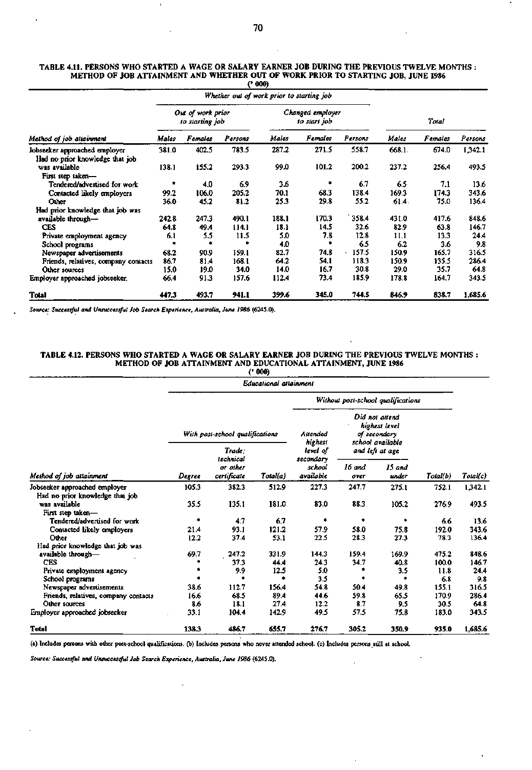**TABLE 4.11. PERSONS WHO STARTED A WAGE OR SALARY EARNER JOB DURING THE PREVIOUS TWELVE MONTHS : METHOD OF JOB ATTAINMENT AND WHETHER OUT OF WORK PRIOR TO STARTING JOB, JUNE 1986**
('000)

| | *Whether out of work prior to starting job* | | | | | | | | |
|---|---|---|---|---|---|---|---|---|---|
| | *Out of work prior to starting job* | | | *Changed employer to start job* | | | *Total* | | |
| *Method of job attainment* | *Males* | *Females* | *Persons* | *Males* | *Females* | *Persons* | *Males* | *Females* | *Persons* |
| Jobseeker approached employer | 381.0 | 402.5 | 783.5 | 287.2 | 271.5 | 558.7 | 668.1 | 674.0 | 1,342.1 |
| Had no prior knowledge that job was available | 138.1 | 155.2 | 293.3 | 99.0 | 101.2 | 200.2 | 237.2 | 256.4 | 493.5 |
| First step taken— | | | | | | | | | |
| Tendered/advertised for work | * | 4.0 | 6.9 | 3.6 | * | 6.7 | 6.5 | 7.1 | 13.6 |
| Contacted likely employers | 99.2 | 106.0 | 205.2 | 70.1 | 68.3 | 138.4 | 169.3 | 174.3 | 343.6 |
| Other | 36.0 | 45.2 | 81.2 | 25.3 | 29.8 | 55.2 | 61.4 | 75.0 | 136.4 |
| Had prior knowledge that job was available through— | 242.8 | 247.3 | 490.1 | 188.1 | 170.3 | 358.4 | 431.0 | 417.6 | 848.6 |
| CES | 64.8 | 49.4 | 114.1 | 18.1 | 14.5 | 32.6 | 82.9 | 63.8 | 146.7 |
| Private employment agency | 6.1 | 5.5 | 11.5 | 5.0 | 7.8 | 12.8 | 11.1 | 13.3 | 24.4 |
| School programs | * | * | * | 4.0 | * | 6.5 | 6.2 | 3.6 | 9.8 |
| Newspaper advertisements | 68.2 | 90.9 | 159.1 | 82.7 | 74.8 | 157.5 | 150.9 | 165.7 | 316.5 |
| Friends, relatives, company contacts | 86.7 | 81.4 | 168.1 | 64.2 | 54.1 | 118.3 | 150.9 | 135.5 | 286.4 |
| Other sources | 15.0 | 19.0 | 34.0 | 14.0 | 16.7 | 30.8 | 29.0 | 35.7 | 64.8 |
| Employer approached jobseeker | 66.4 | 91.3 | 157.6 | 112.4 | 73.4 | 185.9 | 178.8 | 164.7 | 343.5 |
| **Total** | **447.3** | **493.7** | **941.1** | **399.6** | **345.0** | **744.5** | **846.9** | **838.7** | **1,685.6** |

*Source: Successful and Unsuccessful Job Search Experience, Australia, June 1986 (6245.0).*

**TABLE 4.12. PERSONS WHO STARTED A WAGE OR SALARY EARNER JOB DURING THE PREVIOUS TWELVE MONTHS : METHOD OF JOB ATTAINMENT AND EDUCATIONAL ATTAINMENT, JUNE 1986**
('000)

| | *Educational attainment* | | | | | | | |
|---|---|---|---|---|---|---|---|---|
| | *With post-school qualifications* | | | *Without post-school qualifications* | | | | |
| | | | | *Attended highest level of secondary school available* | *Did not attend highest level of secondary school available and left at age* | | | |
| *Method of job attainment* | *Degree* | *Trade; technical or other certificate* | *Total(a)* | | *16 and over* | *15 and under* | *Total(b)* | *Total(c)* |
| Jobseeker approached employer | 105.3 | 382.3 | 512.9 | 227.3 | 247.7 | 275.1 | 752.1 | 1,342.1 |
| Had no prior knowledge that job was available | 35.5 | 135.1 | 181.0 | 83.0 | 88.3 | 105.2 | 276.9 | 493.5 |
| First step taken— | | | | | | | | |
| Tendered/advertised for work | * | 4.7 | 6.7 | * | * | * | 6.6 | 13.6 |
| Contacted likely employers | 21.4 | 93.1 | 121.2 | 57.9 | 58.0 | 75.8 | 192.0 | 343.6 |
| Other | 12.2 | 37.4 | 53.1 | 22.5 | 28.3 | 27.3 | 78.3 | 136.4 |
| Had prior knowledge that job was available through— | 69.7 | 247.2 | 331.9 | 144.3 | 159.4 | 169.9 | 475.2 | 848.6 |
| CES | * | 37.3 | 44.4 | 24.3 | 34.7 | 40.8 | 100.0 | 146.7 |
| Private employment agency | * | 9.9 | 12.5 | 5.0 | * | 3.5 | 11.8 | 24.4 |
| School programs | * | * | * | 3.5 | * | * | 6.8 | 9.8 |
| Newspaper advertisements | 38.6 | 112.7 | 156.4 | 54.8 | 50.4 | 49.8 | 155.1 | 316.5 |
| Friends, relatives, company contacts | 16.6 | 68.5 | 89.4 | 44.6 | 59.8 | 65.5 | 170.9 | 286.4 |
| Other sources | 8.6 | 18.1 | 27.4 | 12.2 | 8.7 | 9.5 | 30.5 | 64.8 |
| Employer approached jobseeker | 33.1 | 104.4 | 142.9 | 49.5 | 57.5 | 75.8 | 183.0 | 343.5 |
| **Total** | **138.3** | **486.7** | **655.7** | **276.7** | **305.2** | **350.9** | **935.0** | **1,685.6** |

(a) Includes persons with other post-school qualifications. (b) Includes persons who never attended school. (c) Includes persons still at school.

*Source: Successful and Unsuccessful Job Search Experience, Australia, June 1986 (6245.0).*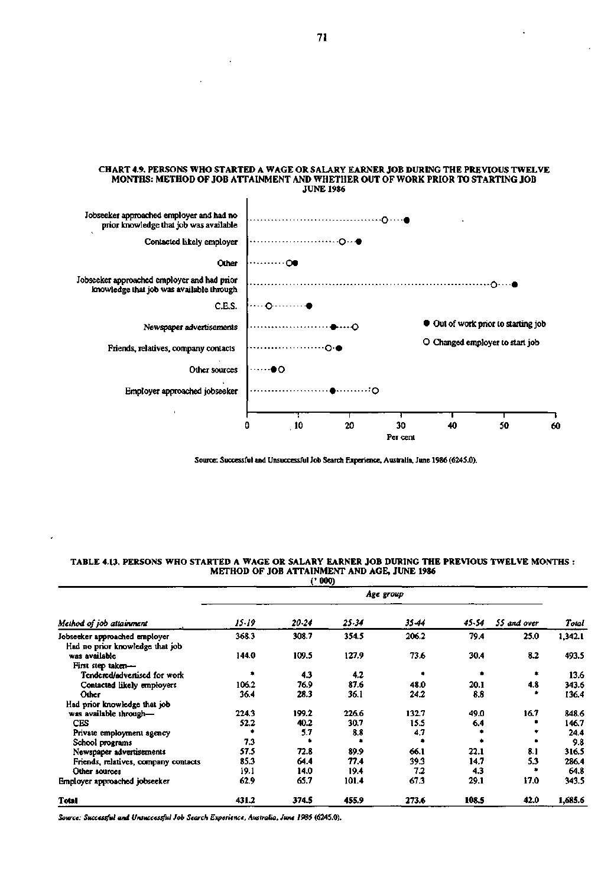**CHART 4.9. PERSONS WHO STARTED A WAGE OR SALARY EARNER JOB DURING THE PREVIOUS TWELVE MONTHS: METHOD OF JOB ATTAINMENT AND WHETHER OUT OF WORK PRIOR TO STARTING JOB JUNE 1986**

Jobseeker approached employer and had no prior knowledge that job was available

Contacted likely employer

Other

Jobseeker approached employer and had prior knowledge that job was available through

C.E.S.

Newspaper advertisements

Friends, relatives, company contacts

Other sources

Employer approached jobseeker

● Out of work prior to starting job

○ Changed employer to start job

0 10 20 30 40 50 60

Per cent

Source: Successful and Unsuccessful Job Search Experience, Australia, June 1986 (6245.0).

**TABLE 4.13. PERSONS WHO STARTED A WAGE OR SALARY EARNER JOB DURING THE PREVIOUS TWELVE MONTHS : METHOD OF JOB ATTAINMENT AND AGE, JUNE 1986**

('000)

| *Method of job attainment* | *Age group* | | | | | | |
|---|---|---|---|---|---|---|---|
| | *15-19* | *20-24* | *25-34* | *35-44* | *45-54* | *55 and over* | *Total* |
| Jobseeker approached employer | 368.3 | 308.7 | 354.5 | 206.2 | 79.4 | 25.0 | 1,342.1 |
| Had no prior knowledge that job was available | 144.0 | 109.5 | 127.9 | 73.6 | 30.4 | 8.2 | 493.5 |
| First step taken— | | | | | | | |
| Tendered/advertised for work | * | 4.3 | 4.2 | * | * | * | 13.6 |
| Contacted likely employers | 106.2 | 76.9 | 87.6 | 48.0 | 20.1 | 4.8 | 343.6 |
| Other | 36.4 | 28.3 | 36.1 | 24.2 | 8.8 | * | 136.4 |
| Had prior knowledge that job was available through— | 224.3 | 199.2 | 226.6 | 132.7 | 49.0 | 16.7 | 848.6 |
| CES | 52.2 | 40.2 | 30.7 | 15.5 | 6.4 | * | 146.7 |
| Private employment agency | * | 5.7 | 8.8 | 4.7 | * | * | 24.4 |
| School programs | 7.3 | * | * | * | * | * | 9.8 |
| Newspaper advertisements | 57.5 | 72.8 | 89.9 | 66.1 | 22.1 | 8.1 | 316.5 |
| Friends, relatives, company contacts | 85.3 | 64.4 | 77.4 | 39.3 | 14.7 | 5.3 | 286.4 |
| Other sources | 19.1 | 14.0 | 19.4 | 7.2 | 4.3 | * | 64.8 |
| Employer approached jobseeker | 62.9 | 65.7 | 101.4 | 67.3 | 29.1 | 17.0 | 343.5 |
| **Total** | 431.2 | 374.5 | 455.9 | 273.6 | 108.5 | 42.0 | 1,685.6 |

*Source: Successful and Unsuccessful Job Search Experience, Australia, June 1986 (6245.0).*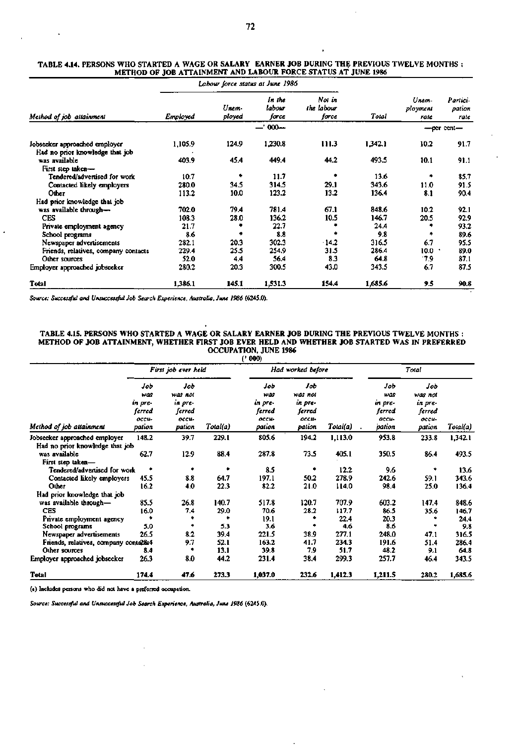#### TABLE 4.14. PERSONS WHO STARTED A WAGE OR SALARY EARNER JOB DURING THE PREVIOUS TWELVE MONTHS : METHOD OF JOB ATTAINMENT AND LABOUR FORCE STATUS AT JUNE 1986

| Method of job attainment | Labour force status at June 1986 | | | | | | |
|---|---|---|---|---|---|---|---|
| | Employed | Unem-ployed | In the labour force | Not in the labour force | Total | Unem-ployment rate | Partici-pation rate |
| | —' 000— | | | | | —per cent— | |
| Jobseeker approached employer | 1,105.9 | 124.9 | 1,230.8 | 111.3 | 1,342.1 | 10.2 | 91.7 |
| Had no prior knowledge that job was available | 403.9 | 45.4 | 449.4 | 44.2 | 493.5 | 10.1 | 91.1 |
| First step taken— | | | | | | | |
| Tendered/advertised for work | 10.7 | * | 11.7 | * | 13.6 | * | 85.7 |
| Contacted likely employers | 280.0 | 34.5 | 314.5 | 29.1 | 343.6 | 11.0 | 91.5 |
| Other | 113.2 | 10.0 | 123.2 | 13.2 | 136.4 | 8.1 | 90.4 |
| Had prior knowledge that job was available through— | 702.0 | 79.4 | 781.4 | 67.1 | 848.6 | 10.2 | 92.1 |
| CES | 108.3 | 28.0 | 136.2 | 10.5 | 146.7 | 20.5 | 92.9 |
| Private employment agency | 21.7 | * | 22.7 | * | 24.4 | * | 93.2 |
| School programs | 8.6 | * | 8.8 | * | 9.8 | * | 89.6 |
| Newspaper advertisements | 282.1 | 20.3 | 302.3 | 14.2 | 316.5 | 6.7 | 95.5 |
| Friends, relatives, company contacts | 229.4 | 25.5 | 254.9 | 31.5 | 286.4 | 10.0 | 89.0 |
| Other sources | 52.0 | 4.4 | 56.4 | 8.3 | 64.8 | 7.9 | 87.1 |
| Employer approached jobseeker | 280.2 | 20.3 | 300.5 | 43.0 | 343.5 | 6.7 | 87.5 |
| **Total** | **1,386.1** | **145.1** | **1,531.3** | **154.4** | **1,685.6** | **9.5** | **90.8** |

*Source: Successful and Unsuccessful Job Search Experience, Australia, June 1986 (6245.0).*

#### TABLE 4.15. PERSONS WHO STARTED A WAGE OR SALARY EARNER JOB DURING THE PREVIOUS TWELVE MONTHS : METHOD OF JOB ATTAINMENT, WHETHER FIRST JOB EVER HELD AND WHETHER JOB STARTED WAS IN PREFERRED OCCUPATION, JUNE 1986
('000)

| Method of job attainment | First job ever held | | | Had worked before | | | Total | | |
|---|---|---|---|---|---|---|---|---|---|
| | Job was in preferred occupation | Job was not in preferred occupation | Total(a) | Job was in preferred occupation | Job was not in preferred occupation | Total(a) | Job was in preferred occupation | Job was not in preferred occupation | Total(a) |
| Jobseeker approached employer | 148.2 | 39.7 | 229.1 | 805.6 | 194.2 | 1,113.0 | 953.8 | 233.8 | 1,342.1 |
| Had no prior knowledge that job was available | 62.7 | 12.9 | 88.4 | 287.8 | 73.5 | 405.1 | 350.5 | 86.4 | 493.5 |
| First step taken— | | | | | | | | | |
| Tendered/advertised for work | * | * | * | 8.5 | * | 12.2 | 9.6 | * | 13.6 |
| Contacted likely employers | 45.5 | 8.8 | 64.7 | 197.1 | 50.2 | 278.9 | 242.6 | 59.1 | 343.6 |
| Other | 16.2 | 4.0 | 22.3 | 82.2 | 21.0 | 114.0 | 98.4 | 25.0 | 136.4 |
| Had prior knowledge that job was available through— | 85.5 | 26.8 | 140.7 | 517.8 | 120.7 | 707.9 | 603.2 | 147.4 | 848.6 |
| CES | 16.0 | 7.4 | 29.0 | 70.6 | 28.2 | 117.7 | 86.5 | 35.6 | 146.7 |
| Private employment agency | * | * | * | 19.1 | * | 22.4 | 20.3 | * | 24.4 |
| School programs | 5.0 | * | 5.3 | 3.6 | * | 4.6 | 8.6 | * | 9.8 |
| Newspaper advertisements | 26.5 | 8.2 | 39.4 | 221.5 | 38.9 | 277.1 | 248.0 | 47.1 | 316.5 |
| Friends, relatives, company contacts | 28.4 | 9.7 | 52.1 | 163.2 | 41.7 | 234.3 | 191.6 | 51.4 | 286.4 |
| Other sources | 8.4 | * | 13.1 | 39.8 | 7.9 | 51.7 | 48.2 | 9.1 | 64.8 |
| Employer approached jobseeker | 26.3 | 8.0 | 44.2 | 231.4 | 38.4 | 299.3 | 257.7 | 46.4 | 343.5 |
| **Total** | **174.4** | **47.6** | **273.3** | **1,037.0** | **232.6** | **1,412.3** | **1,211.5** | **280.2** | **1,685.6** |

(a) Includes persons who did not have a preferred occupation.

*Source: Successful and Unsuccessful Job Search Experience, Australia, June 1986 (6245.0).*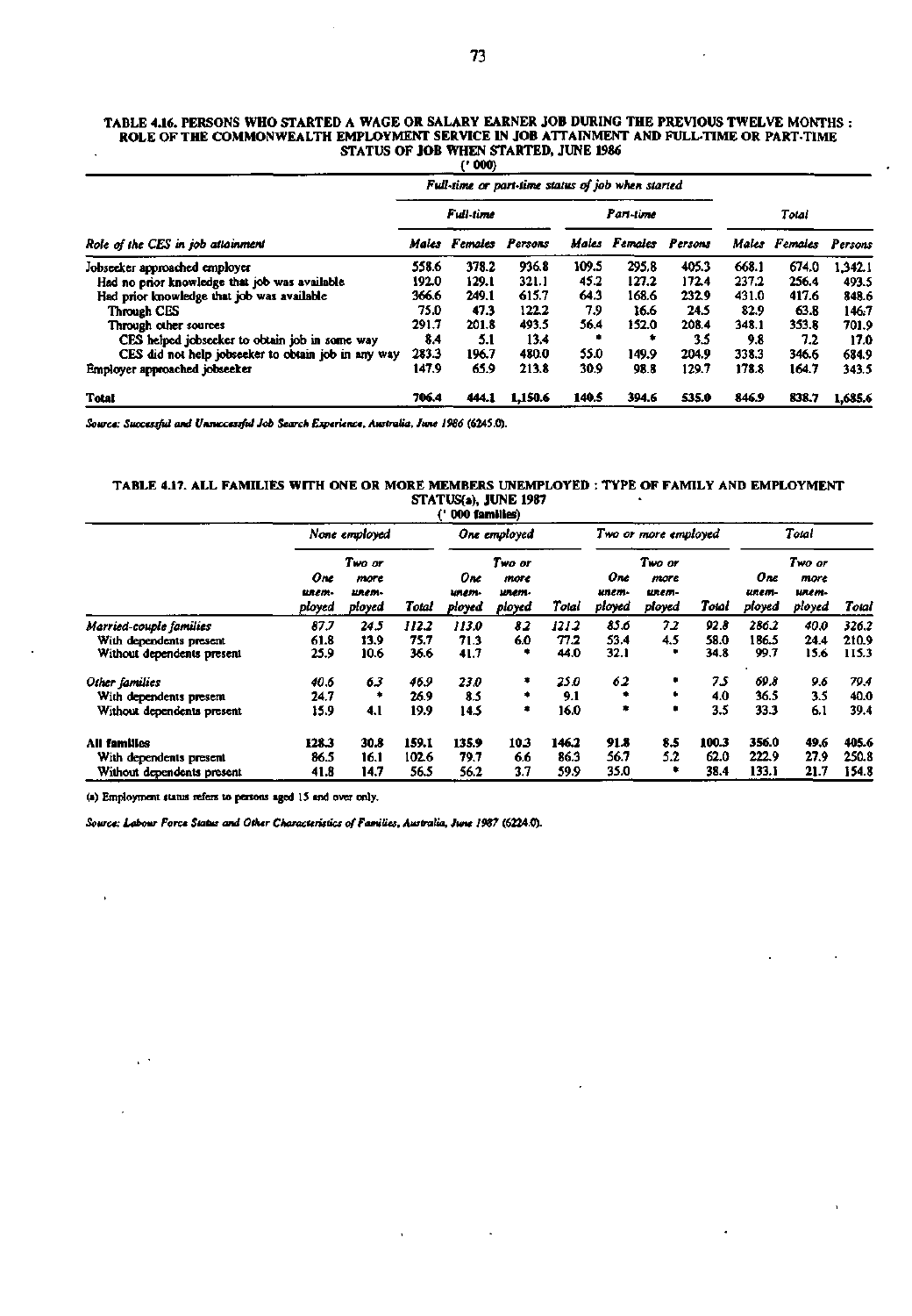TABLE 4.16. PERSONS WHO STARTED A WAGE OR SALARY EARNER JOB DURING THE PREVIOUS TWELVE MONTHS : ROLE OF THE COMMONWEALTH EMPLOYMENT SERVICE IN JOB ATTAINMENT AND FULL-TIME OR PART-TIME STATUS OF JOB WHEN STARTED, JUNE 1986

('000)

| Role of the CES in job attainment | *Full-time or part-time status of job when started* | | | | | | *Total* | | |
|---|---|---|---|---|---|---|---|---|---|
| | *Full-time* | | | *Part-time* | | | | | |
| | *Males* | *Females* | *Persons* | *Males* | *Females* | *Persons* | *Males* | *Females* | *Persons* |
| Jobseeker approached employer | 558.6 | 378.2 | 936.8 | 109.5 | 295.8 | 405.3 | 668.1 | 674.0 | 1,342.1 |
| Had no prior knowledge that job was available | 192.0 | 129.1 | 321.1 | 45.2 | 127.2 | 172.4 | 237.2 | 256.4 | 493.5 |
| Had prior knowledge that job was available | 366.6 | 249.1 | 615.7 | 64.3 | 168.6 | 232.9 | 431.0 | 417.6 | 848.6 |
| Through CES | 75.0 | 47.3 | 122.2 | 7.9 | 16.6 | 24.5 | 82.9 | 63.8 | 146.7 |
| Through other sources | 291.7 | 201.8 | 493.5 | 56.4 | 152.0 | 208.4 | 348.1 | 353.8 | 701.9 |
| CES helped jobseeker to obtain job in some way | 8.4 | 5.1 | 13.4 | * | * | 3.5 | 9.8 | 7.2 | 17.0 |
| CES did not help jobseeker to obtain job in any way | 283.3 | 196.7 | 480.0 | 55.0 | 149.9 | 204.9 | 338.3 | 346.6 | 684.9 |
| Employer approached jobseeker | 147.9 | 65.9 | 213.8 | 30.9 | 98.8 | 129.7 | 178.8 | 164.7 | 343.5 |
| **Total** | **706.4** | **444.1** | **1,150.6** | **140.5** | **394.6** | **535.0** | **846.9** | **838.7** | **1,685.6** |

*Source: Successful and Unsuccessful Job Search Experience, Australia, June 1986 (6245.0).*

TABLE 4.17. ALL FAMILIES WITH ONE OR MORE MEMBERS UNEMPLOYED : TYPE OF FAMILY AND EMPLOYMENT STATUS(a), JUNE 1987

('000 families)

| | *None employed* | | | *One employed* | | | *Two or more employed* | | | *Total* | | |
|---|---|---|---|---|---|---|---|---|---|---|---|---|
| | *One unemployed* | *Two or more unemployed* | *Total* | *One unemployed* | *Two or more unemployed* | *Total* | *One unemployed* | *Two or more unemployed* | *Total* | *One unemployed* | *Two or more unemployed* | *Total* |
| *Married-couple families* | *87.7* | *24.5* | *112.2* | *113.0* | *8.2* | *121.2* | *85.6* | *7.2* | *92.8* | *286.2* | *40.0* | *326.2* |
| With dependents present | 61.8 | 13.9 | 75.7 | 71.3 | 6.0 | 77.2 | 53.4 | 4.5 | 58.0 | 186.5 | 24.4 | 210.9 |
| Without dependents present | 25.9 | 10.6 | 36.6 | 41.7 | * | 44.0 | 32.1 | * | 34.8 | 99.7 | 15.6 | 115.3 |
| *Other families* | *40.6* | *6.3* | *46.9* | *23.0* | * | *25.0* | *6.2* | * | *7.5* | *69.8* | *9.6* | *79.4* |
| With dependents present | 24.7 | * | 26.9 | 8.5 | * | 9.1 | * | * | 4.0 | 36.5 | 3.5 | 40.0 |
| Without dependents present | 15.9 | 4.1 | 19.9 | 14.5 | * | 16.0 | * | * | 3.5 | 33.3 | 6.1 | 39.4 |
| **All families** | **128.3** | **30.8** | **159.1** | **135.9** | **10.3** | **146.2** | **91.8** | **8.5** | **100.3** | **356.0** | **49.6** | **405.6** |
| With dependents present | 86.5 | 16.1 | 102.6 | 79.7 | 6.6 | 86.3 | 56.7 | 5.2 | 62.0 | 222.9 | 27.9 | 250.8 |
| Without dependents present | 41.8 | 14.7 | 56.5 | 56.2 | 3.7 | 59.9 | 35.0 | * | 38.4 | 133.1 | 21.7 | 154.8 |

(a) Employment status refers to persons aged 15 and over only.

*Source: Labour Force Status and Other Characteristics of Families, Australia, June 1987 (6224.0).*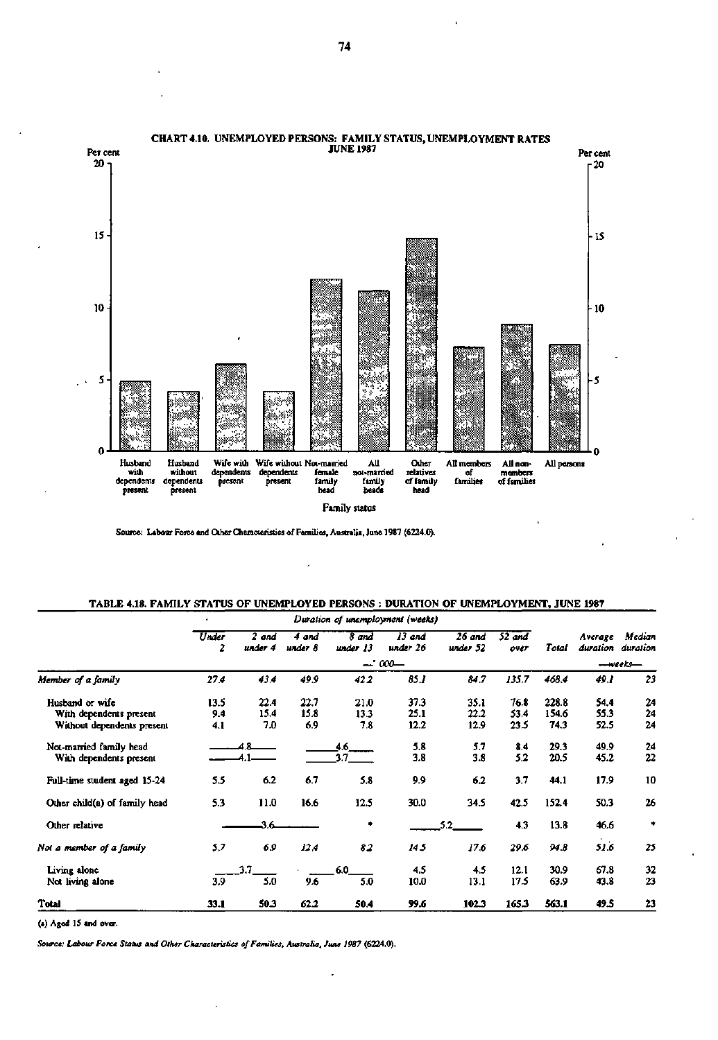## CHART 4.10. UNEMPLOYED PERSONS: FAMILY STATUS, UNEMPLOYMENT RATES JUNE 1987

Source: Labour Force and Other Characteristics of Families, Australia, June 1987 (6224.0).

## TABLE 4.18. FAMILY STATUS OF UNEMPLOYED PERSONS : DURATION OF UNEMPLOYMENT, JUNE 1987

| | *Duration of unemployment (weeks)* | | | | | | | | | |
|---|---|---|---|---|---|---|---|---|---|---|
| | *Under 2* | *2 and under 4* | *4 and under 8* | *8 and under 13* | *13 and under 26* | *26 and under 52* | *52 and over* | *Total* | *Average duration* | *Median duration* |
| | *— '000 —* | | | | | | | | *— weeks —* | |
| *Member of a family* | *27.4* | *43.4* | *49.9* | *42.2* | *85.1* | *84.7* | *135.7* | *468.4* | *49.1* | *23* |
| Husband or wife | 13.5 | 22.4 | 22.7 | 21.0 | 37.3 | 35.1 | 76.8 | 228.8 | 54.4 | 24 |
| With dependents present | 9.4 | 15.4 | 15.8 | 13.3 | 25.1 | 22.2 | 53.4 | 154.6 | 55.3 | 24 |
| Without dependents present | 4.1 | 7.0 | 6.9 | 7.8 | 12.2 | 12.9 | 23.5 | 74.3 | 52.5 | 24 |
| Not-married family head | 4.8 | | 4.6 | | 5.8 | 5.7 | 8.4 | 29.3 | 49.9 | 24 |
| With dependents present | 4.1 | | 3.7 | | 3.8 | 3.8 | 5.2 | 20.5 | 45.2 | 22 |
| Full-time student aged 15-24 | 5.5 | 6.2 | 6.7 | 5.8 | 9.9 | 6.2 | 3.7 | 44.1 | 17.9 | 10 |
| Other child(a) of family head | 5.3 | 11.0 | 16.6 | 12.5 | 30.0 | 34.5 | 42.5 | 152.4 | 50.3 | 26 |
| Other relative | 3.6 | | | * | 5.2 | | 4.3 | 13.8 | 46.6 | * |
| *Not a member of a family* | *5.7* | *6.9* | *12.4* | *8.2* | *14.5* | *17.6* | *29.6* | *94.8* | *51.6* | *25* |
| Living alone | 3.7 | | 6.0 | | 4.5 | 4.5 | 12.1 | 30.9 | 67.8 | 32 |
| Not living alone | 3.9 | 5.0 | 9.6 | 5.0 | 10.0 | 13.1 | 17.5 | 63.9 | 43.8 | 23 |
| **Total** | **33.1** | **50.3** | **62.2** | **50.4** | **99.6** | **102.3** | **165.3** | **563.1** | **49.5** | **23** |

(a) Aged 15 and over.

*Source: Labour Force Status and Other Characteristics of Families, Australia, June 1987 (6224.0).*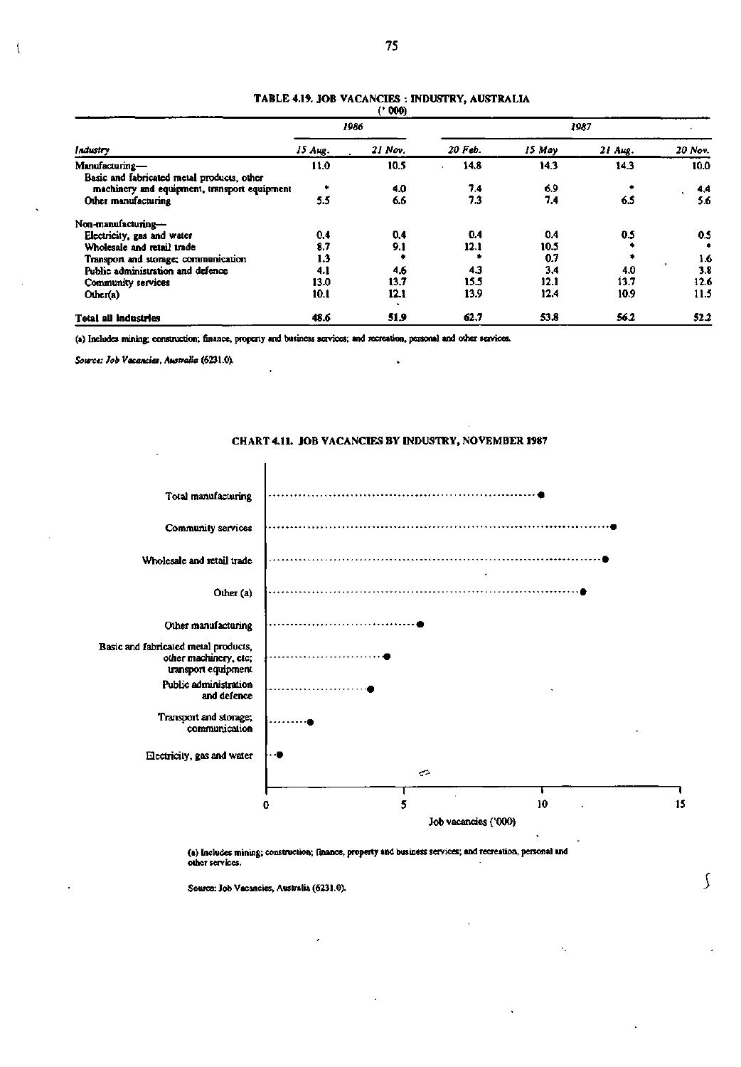## TABLE 4.19. JOB VACANCIES : INDUSTRY, AUSTRALIA

('000)

| Industry | 1986 | | 1987 | | | |
|---|---|---|---|---|---|---|
| | 15 Aug. | 21 Nov. | 20 Feb. | 15 May | 21 Aug. | 20 Nov. |
| Manufacturing— | 11.0 | 10.5 | 14.8 | 14.3 | 14.3 | 10.0 |
| Basic and fabricated metal products, other machinery and equipment, transport equipment | * | 4.0 | 7.4 | 6.9 | * | 4.4 |
| Other manufacturing | 5.5 | 6.6 | 7.3 | 7.4 | 6.5 | 5.6 |
| Non-manufacturing— | | | | | | |
| Electricity, gas and water | 0.4 | 0.4 | 0.4 | 0.4 | 0.5 | 0.5 |
| Wholesale and retail trade | 8.7 | 9.1 | 12.1 | 10.5 | * | * |
| Transport and storage; communication | 1.3 | * | * | 0.7 | * | 1.6 |
| Public administration and defence | 4.1 | 4.6 | 4.3 | 3.4 | 4.0 | 3.8 |
| Community services | 13.0 | 13.7 | 15.5 | 12.1 | 13.7 | 12.6 |
| Other(a) | 10.1 | 12.1 | 13.9 | 12.4 | 10.9 | 11.5 |
| **Total all industries** | 48.6 | 51.9 | 62.7 | 53.8 | 56.2 | 52.2 |

(a) Includes mining; construction; finance, property and business services; and recreation, personal and other services.

*Source: Job Vacancies, Australia* (6231.0).

## CHART 4.11. JOB VACANCIES BY INDUSTRY, NOVEMBER 1987

Total manufacturing

Community services

Wholesale and retail trade

Other (a)

Other manufacturing

Basic and fabricated metal products, other machinery, etc; transport equipment

Public administration and defence

Transport and storage; communication

Electricity, gas and water

0 5 10 15

Job vacancies ('000)

(a) Includes mining; construction; finance, property and business services; and recreation, personal and other services.

Source: Job Vacancies, Australia (6231.0).